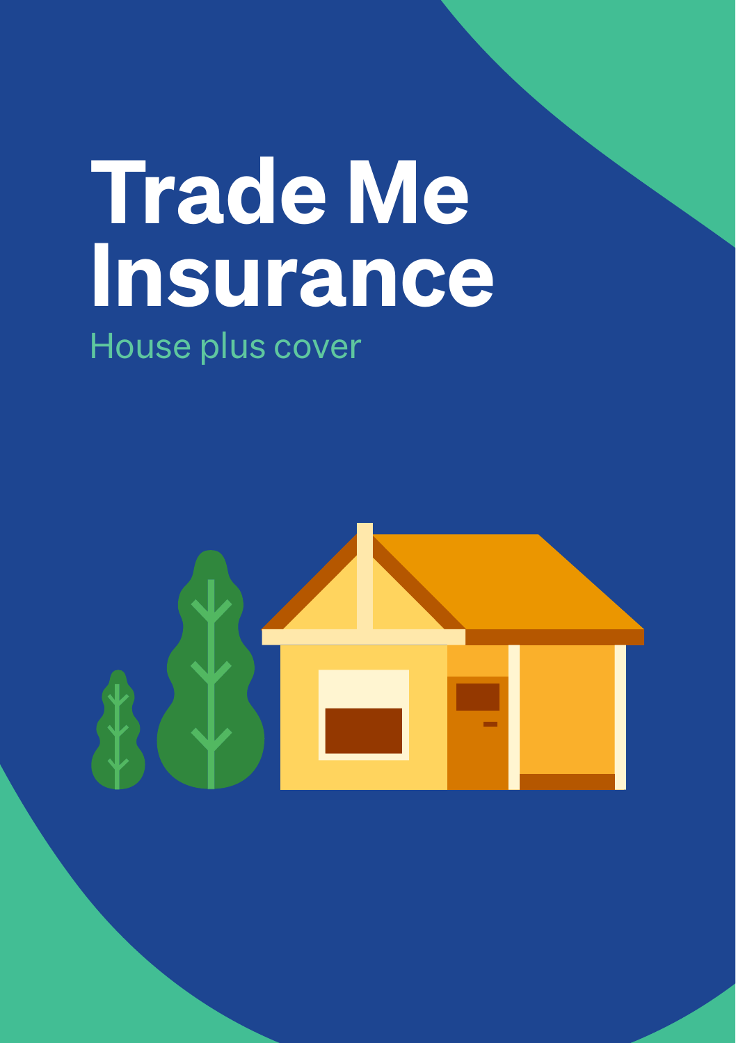# Trade Me Insurance

House plus cover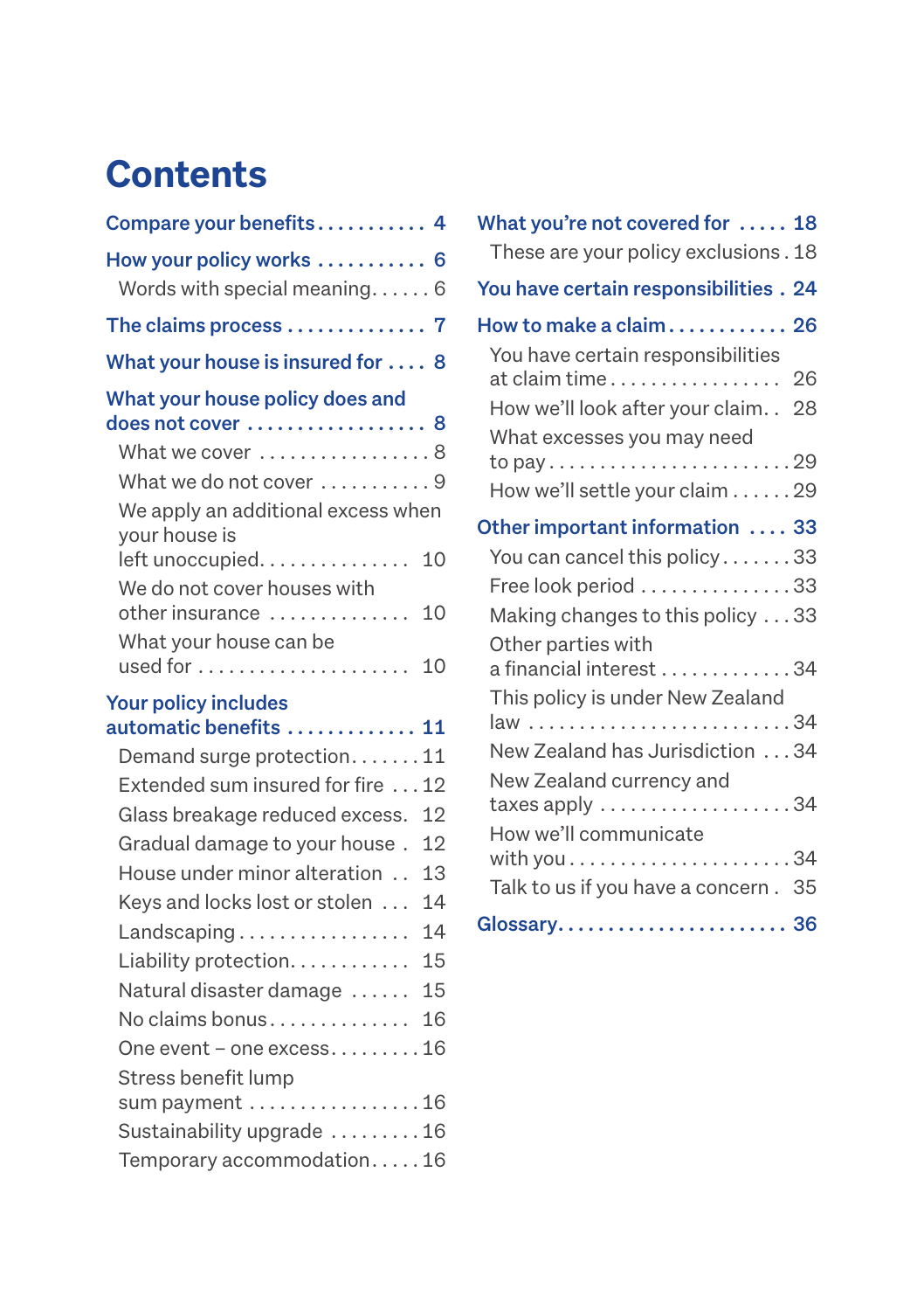# Contents

**Compare your benefits** 4

**How your policy works** 6

- Words with special meaning 6

**The claims process** 7

**What your house is insured for** 8

**What your house policy does and does not cover** 8

- What we cover 8
- What we do not cover 9
- We apply an additional excess when your house is left unoccupied 10
- We do not cover houses with other insurance 10
- What your house can be used for 10

**Your policy includes automatic benefits** 11

- Demand surge protection 11
- Extended sum insured for fire 12
- Glass breakage reduced excess 12
- Gradual damage to your house 12
- House under minor alteration 13
- Keys and locks lost or stolen 14
- Landscaping 14
- Liability protection 15
- Natural disaster damage 15
- No claims bonus 16
- One event – one excess 16
- Stress benefit lump sum payment 16
- Sustainability upgrade 16
- Temporary accommodation 16

**What you're not covered for** 18

- These are your policy exclusions 18

**You have certain responsibilities** 24

**How to make a claim** 26

- You have certain responsibilities at claim time 26
- How we'll look after your claim 28
- What excesses you may need to pay 29
- How we'll settle your claim 29

**Other important information** 33

- You can cancel this policy 33
- Free look period 33
- Making changes to this policy 33
- Other parties with a financial interest 34
- This policy is under New Zealand law 34
- New Zealand has Jurisdiction 34
- New Zealand currency and taxes apply 34
- How we'll communicate with you 34
- Talk to us if you have a concern 35

**Glossary** 36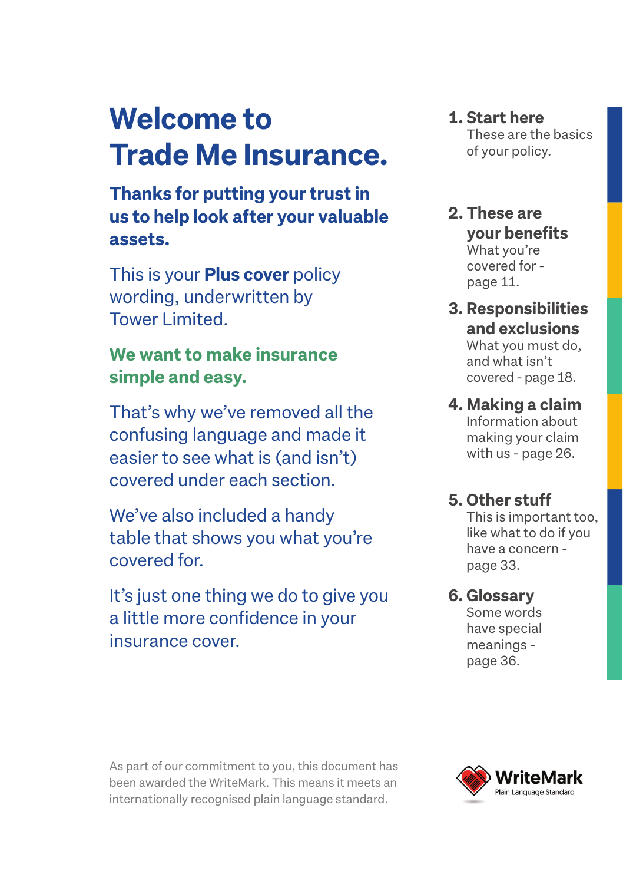# Welcome to Trade Me Insurance.

## Thanks for putting your trust in us to help look after your valuable assets.

This is your **Plus cover** policy wording, underwritten by Tower Limited.

**We want to make insurance simple and easy.**

That's why we've removed all the confusing language and made it easier to see what is (and isn't) covered under each section.

We've also included a handy table that shows you what you're covered for.

It's just one thing we do to give you a little more confidence in your insurance cover.

**1. Start here**
These are the basics of your policy.

**2. These are your benefits**
What you're covered for - page 11.

**3. Responsibilities and exclusions**
What you must do, and what isn't covered - page 18.

**4. Making a claim**
Information about making your claim with us - page 26.

**5. Other stuff**
This is important too, like what to do if you have a concern - page 33.

**6. Glossary**
Some words have special meanings - page 36.

As part of our commitment to you, this document has been awarded the WriteMark. This means it meets an internationally recognised plain language standard.

WriteMark
Plain Language Standard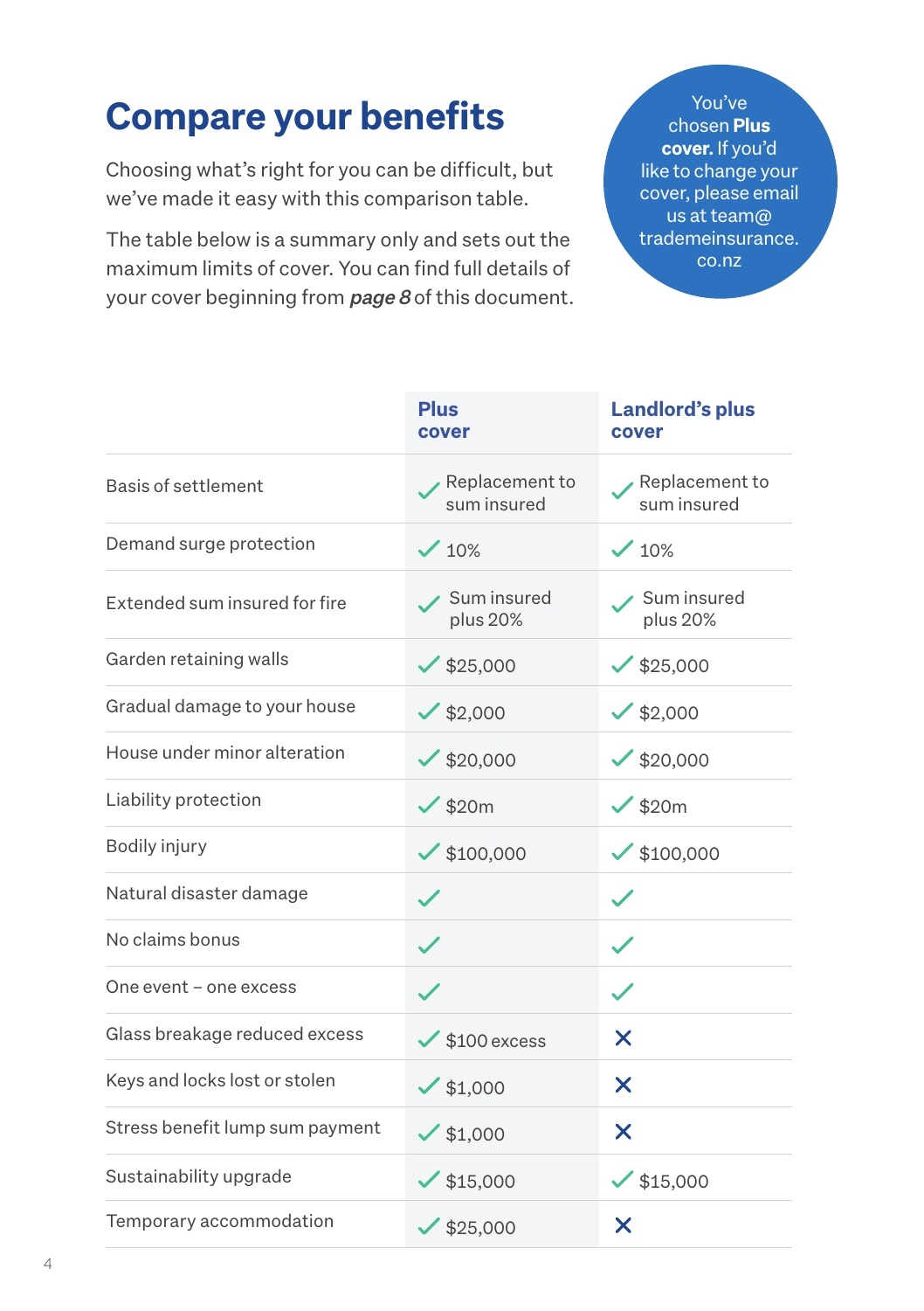# Compare your benefits

Choosing what's right for you can be difficult, but we've made it easy with this comparison table.

The table below is a summary only and sets out the maximum limits of cover. You can find full details of your cover beginning from ***page 8*** of this document.

You've chosen **Plus cover.** If you'd like to change your cover, please email us at team@trademeinsurance.co.nz

| | Plus cover | Landlord's plus cover |
|---|---|---|
| Basis of settlement | ✓ Replacement to sum insured | ✓ Replacement to sum insured |
| Demand surge protection | ✓ 10% | ✓ 10% |
| Extended sum insured for fire | ✓ Sum insured plus 20% | ✓ Sum insured plus 20% |
| Garden retaining walls | ✓ $25,000 | ✓ $25,000 |
| Gradual damage to your house | ✓ $2,000 | ✓ $2,000 |
| House under minor alteration | ✓ $20,000 | ✓ $20,000 |
| Liability protection | ✓ $20m | ✓ $20m |
| Bodily injury | ✓ $100,000 | ✓ $100,000 |
| Natural disaster damage | ✓ | ✓ |
| No claims bonus | ✓ | ✓ |
| One event – one excess | ✓ | ✓ |
| Glass breakage reduced excess | ✓ $100 excess | ✗ |
| Keys and locks lost or stolen | ✓ $1,000 | ✗ |
| Stress benefit lump sum payment | ✓ $1,000 | ✗ |
| Sustainability upgrade | ✓ $15,000 | ✓ $15,000 |
| Temporary accommodation | ✓ $25,000 | ✗ |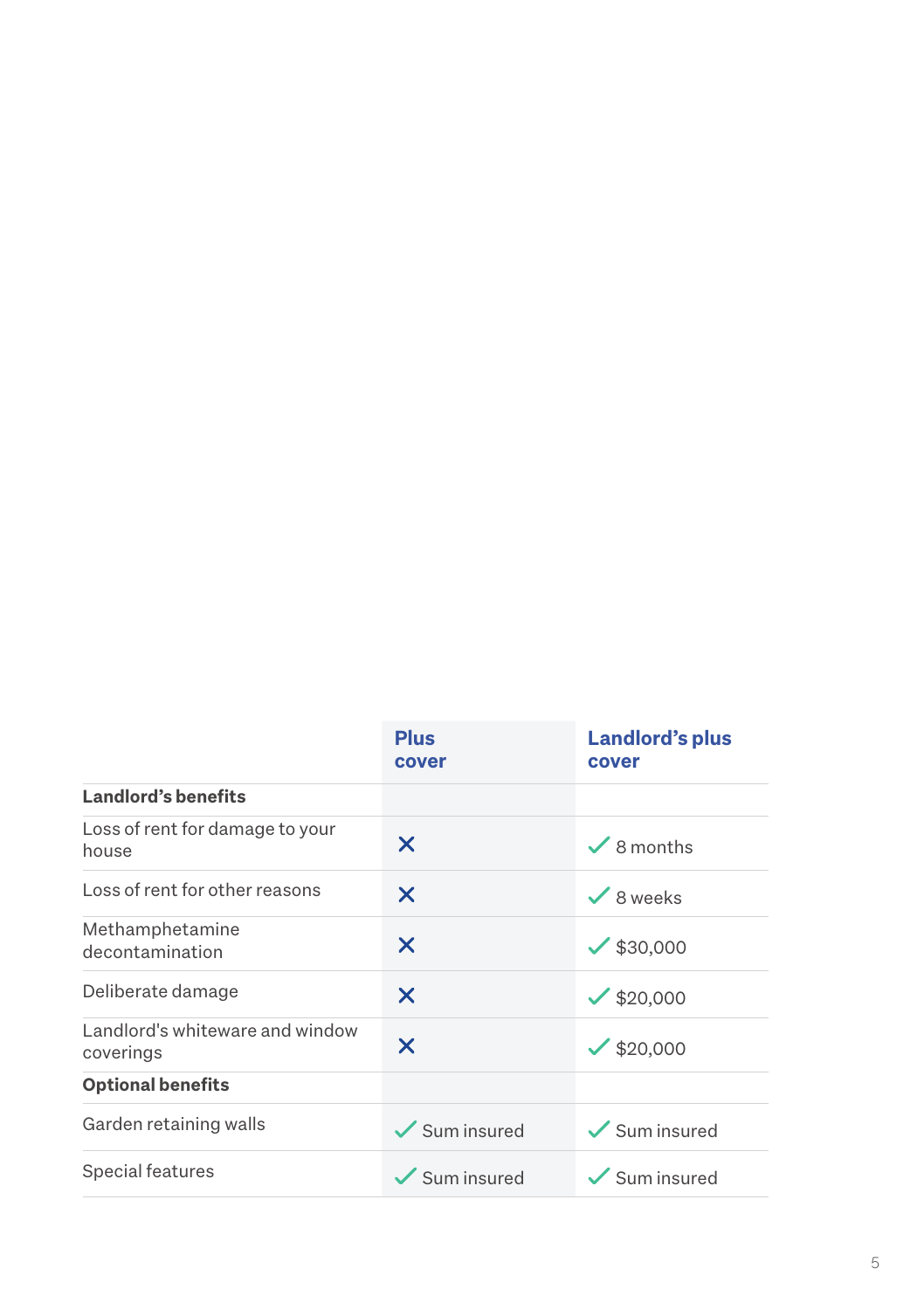| | Plus cover | Landlord's plus cover |
|---|---|---|
| **Landlord's benefits** | | |
| Loss of rent for damage to your house | ✗ | ✓ 8 months |
| Loss of rent for other reasons | ✗ | ✓ 8 weeks |
| Methamphetamine decontamination | ✗ | ✓ $30,000 |
| Deliberate damage | ✗ | ✓ $20,000 |
| Landlord's whiteware and window coverings | ✗ | ✓ $20,000 |
| **Optional benefits** | | |
| Garden retaining walls | ✓ Sum insured | ✓ Sum insured |
| Special features | ✓ Sum insured | ✓ Sum insured |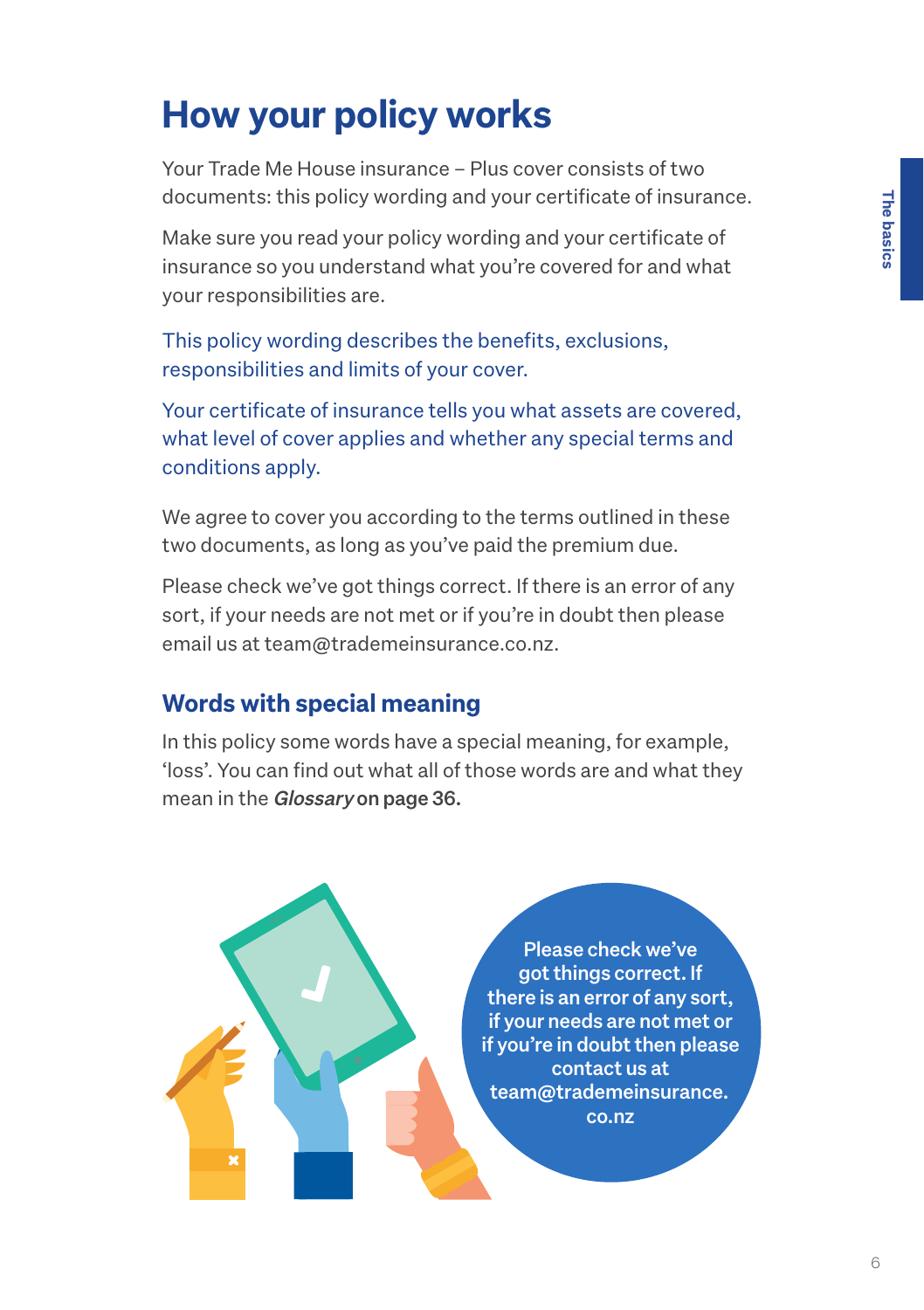# How your policy works

Your Trade Me House insurance – Plus cover consists of two documents: this policy wording and your certificate of insurance.

Make sure you read your policy wording and your certificate of insurance so you understand what you're covered for and what your responsibilities are.

This policy wording describes the benefits, exclusions, responsibilities and limits of your cover.

Your certificate of insurance tells you what assets are covered, what level of cover applies and whether any special terms and conditions apply.

We agree to cover you according to the terms outlined in these two documents, as long as you've paid the premium due.

Please check we've got things correct. If there is an error of any sort, if your needs are not met or if you're in doubt then please email us at team@trademeinsurance.co.nz.

## Words with special meaning

In this policy some words have a special meaning, for example, 'loss'. You can find out what all of those words are and what they mean in the *Glossary* **on page 36.**

**Please check we've got things correct. If there is an error of any sort, if your needs are not met or if you're in doubt then please contact us at team@trademeinsurance.co.nz**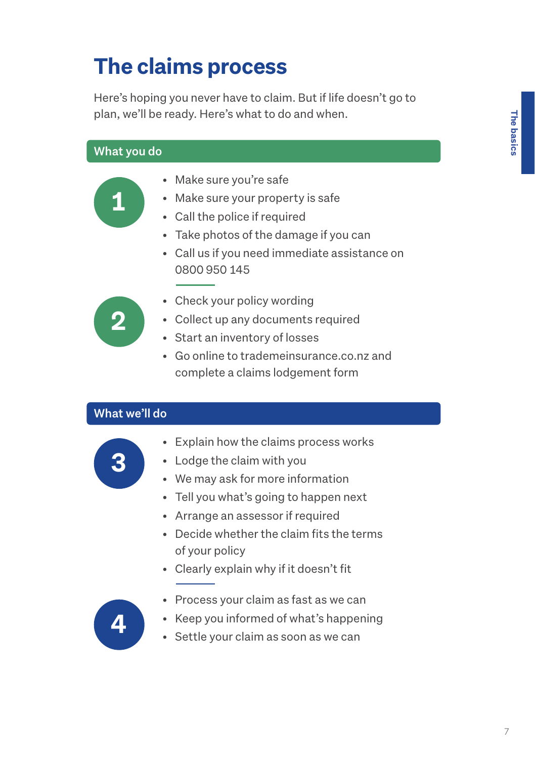# The claims process

Here's hoping you never have to claim. But if life doesn't go to plan, we'll be ready. Here's what to do and when.

## What you do

**1**

- Make sure you're safe
- Make sure your property is safe
- Call the police if required
- Take photos of the damage if you can
- Call us if you need immediate assistance on 0800 950 145

**2**

- Check your policy wording
- Collect up any documents required
- Start an inventory of losses
- Go online to trademeinsurance.co.nz and complete a claims lodgement form

## What we'll do

**3**

- Explain how the claims process works
- Lodge the claim with you
- We may ask for more information
- Tell you what's going to happen next
- Arrange an assessor if required
- Decide whether the claim fits the terms of your policy
- Clearly explain why if it doesn't fit

**4**

- Process your claim as fast as we can
- Keep you informed of what's happening
- Settle your claim as soon as we can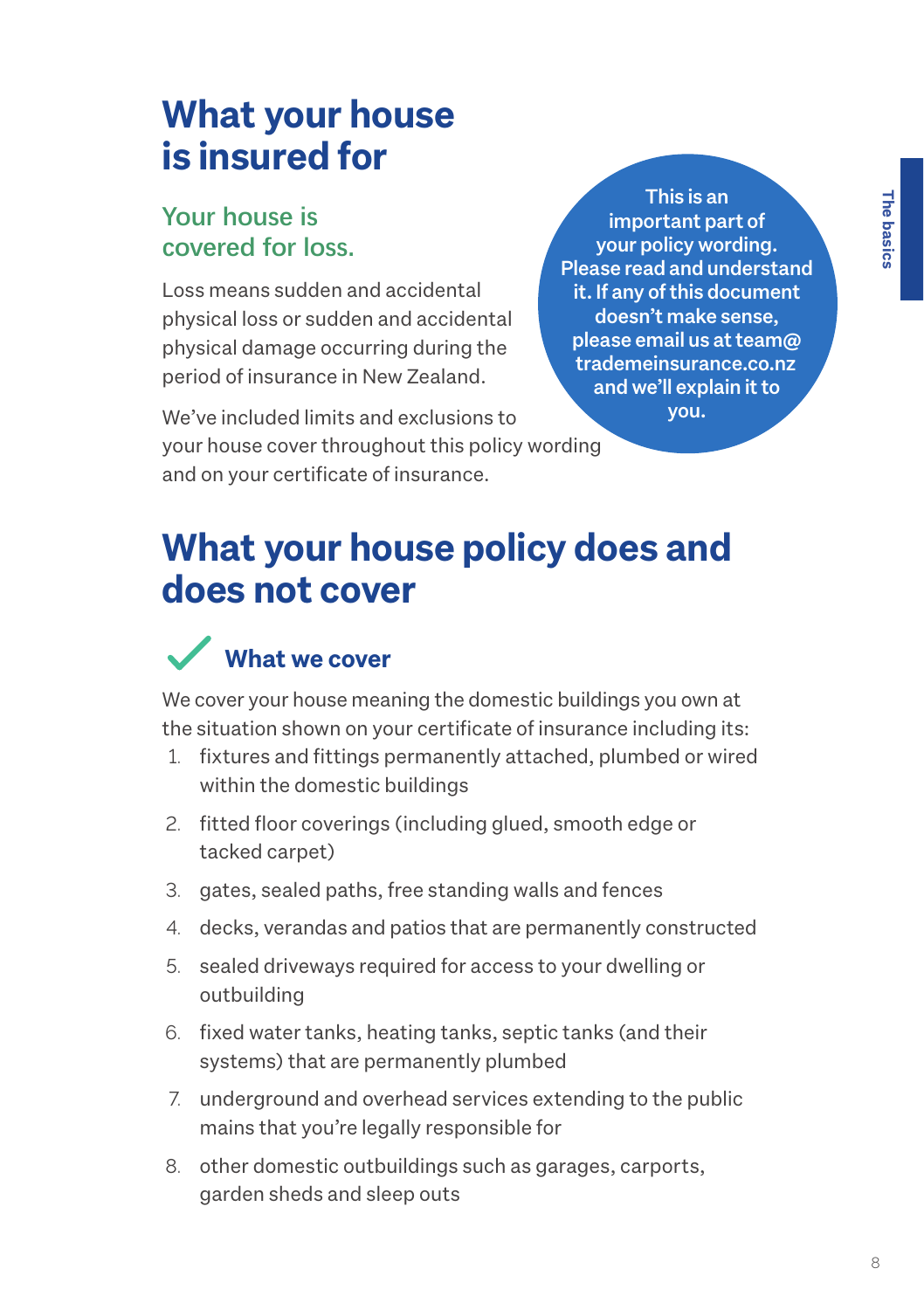# What your house is insured for

## Your house is covered for loss.

Loss means sudden and accidental physical loss or sudden and accidental physical damage occurring during the period of insurance in New Zealand.

We've included limits and exclusions to your house cover throughout this policy wording and on your certificate of insurance.

**This is an important part of your policy wording. Please read and understand it. If any of this document doesn't make sense, please email us at team@trademeinsurance.co.nz and we'll explain it to you.**

# What your house policy does and does not cover

### What we cover

We cover your house meaning the domestic buildings you own at the situation shown on your certificate of insurance including its:

1. fixtures and fittings permanently attached, plumbed or wired within the domestic buildings
2. fitted floor coverings (including glued, smooth edge or tacked carpet)
3. gates, sealed paths, free standing walls and fences
4. decks, verandas and patios that are permanently constructed
5. sealed driveways required for access to your dwelling or outbuilding
6. fixed water tanks, heating tanks, septic tanks (and their systems) that are permanently plumbed
7. underground and overhead services extending to the public mains that you're legally responsible for
8. other domestic outbuildings such as garages, carports, garden sheds and sleep outs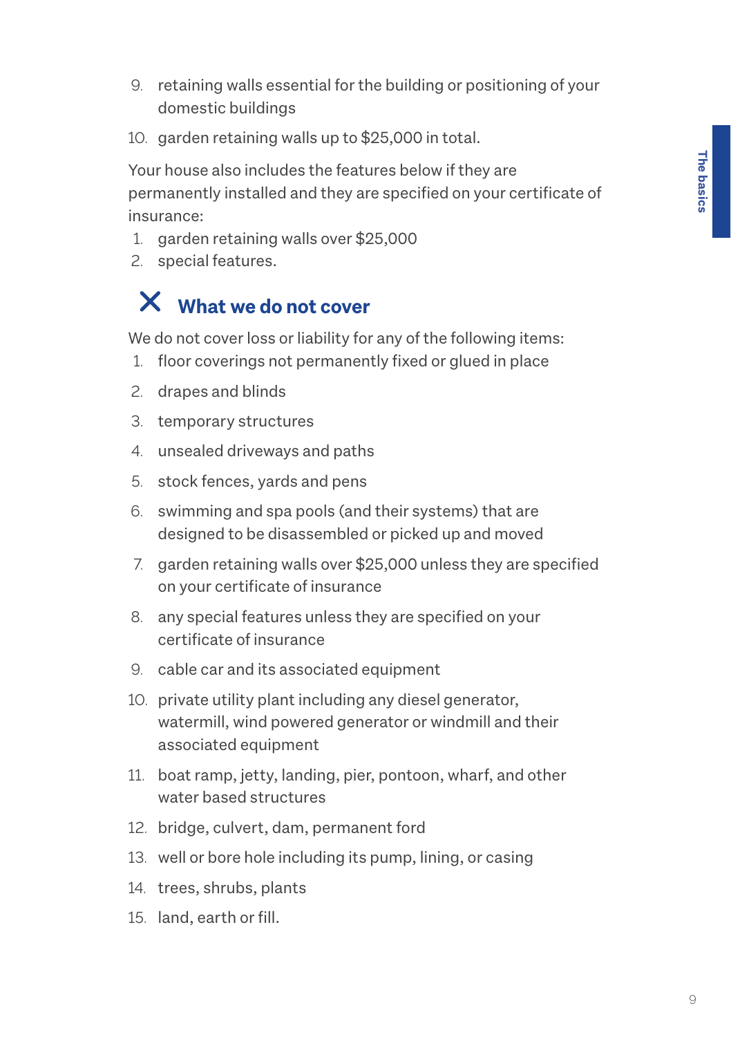9. retaining walls essential for the building or positioning of your domestic buildings
10. garden retaining walls up to $25,000 in total.

Your house also includes the features below if they are permanently installed and they are specified on your certificate of insurance:

1. garden retaining walls over $25,000
2. special features.

## ✕ What we do not cover

We do not cover loss or liability for any of the following items:

1. floor coverings not permanently fixed or glued in place
2. drapes and blinds
3. temporary structures
4. unsealed driveways and paths
5. stock fences, yards and pens
6. swimming and spa pools (and their systems) that are designed to be disassembled or picked up and moved
7. garden retaining walls over $25,000 unless they are specified on your certificate of insurance
8. any special features unless they are specified on your certificate of insurance
9. cable car and its associated equipment
10. private utility plant including any diesel generator, watermill, wind powered generator or windmill and their associated equipment
11. boat ramp, jetty, landing, pier, pontoon, wharf, and other water based structures
12. bridge, culvert, dam, permanent ford
13. well or bore hole including its pump, lining, or casing
14. trees, shrubs, plants
15. land, earth or fill.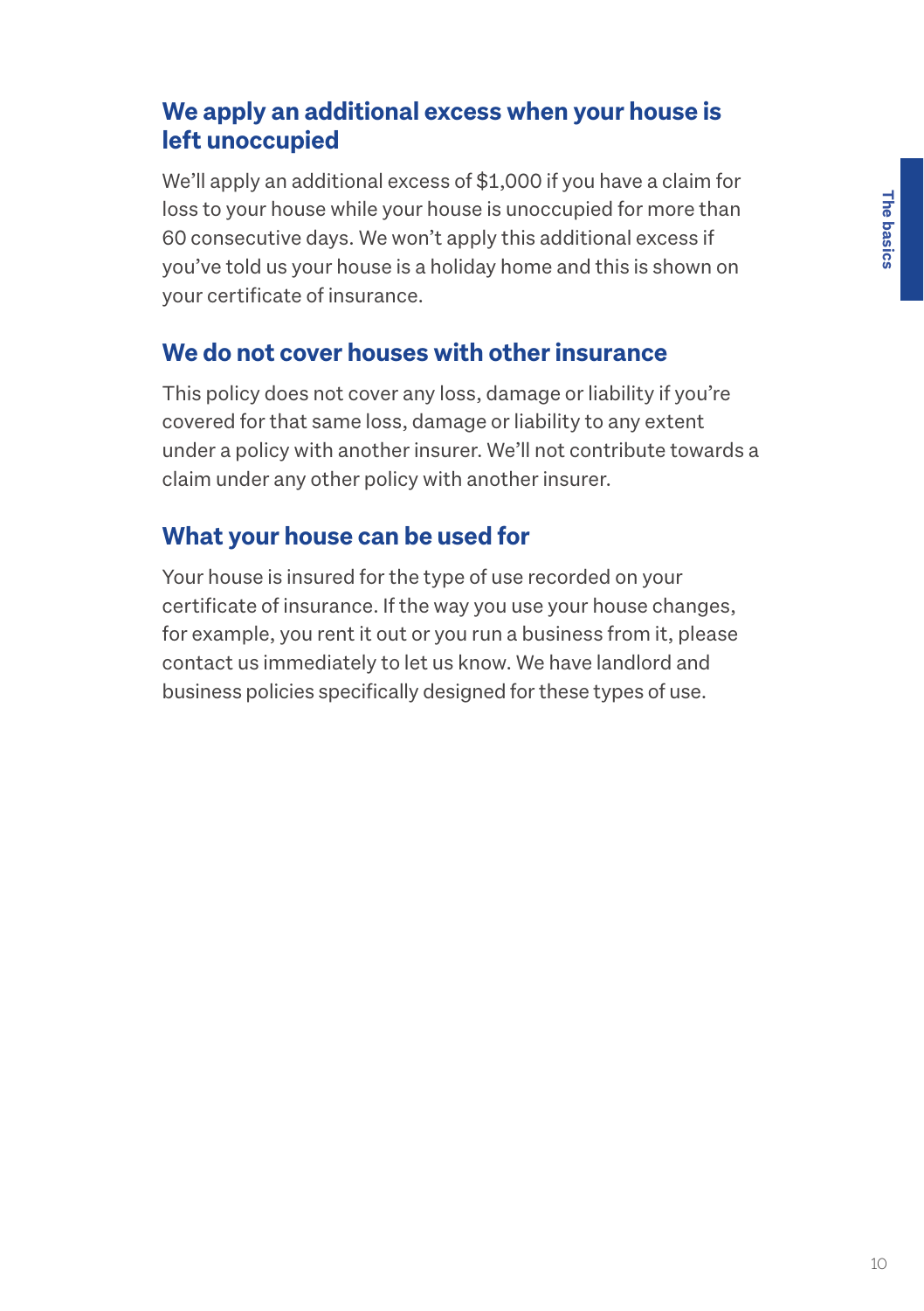## We apply an additional excess when your house is left unoccupied

We'll apply an additional excess of $1,000 if you have a claim for loss to your house while your house is unoccupied for more than 60 consecutive days. We won't apply this additional excess if you've told us your house is a holiday home and this is shown on your certificate of insurance.

## We do not cover houses with other insurance

This policy does not cover any loss, damage or liability if you're covered for that same loss, damage or liability to any extent under a policy with another insurer. We'll not contribute towards a claim under any other policy with another insurer.

## What your house can be used for

Your house is insured for the type of use recorded on your certificate of insurance. If the way you use your house changes, for example, you rent it out or you run a business from it, please contact us immediately to let us know. We have landlord and business policies specifically designed for these types of use.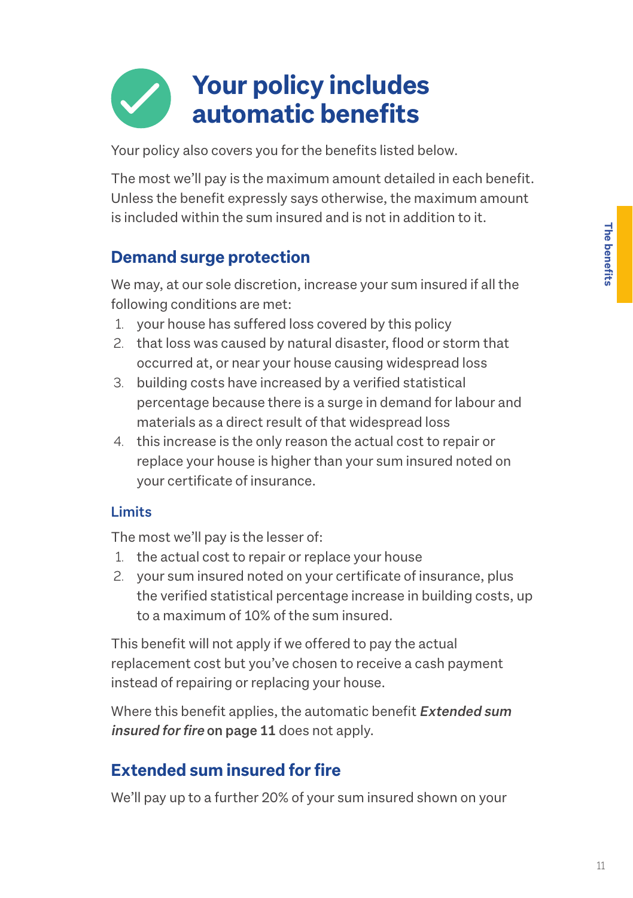# Your policy includes automatic benefits

Your policy also covers you for the benefits listed below.

The most we'll pay is the maximum amount detailed in each benefit. Unless the benefit expressly says otherwise, the maximum amount is included within the sum insured and is not in addition to it.

## Demand surge protection

We may, at our sole discretion, increase your sum insured if all the following conditions are met:

1. your house has suffered loss covered by this policy
2. that loss was caused by natural disaster, flood or storm that occurred at, or near your house causing widespread loss
3. building costs have increased by a verified statistical percentage because there is a surge in demand for labour and materials as a direct result of that widespread loss
4. this increase is the only reason the actual cost to repair or replace your house is higher than your sum insured noted on your certificate of insurance.

### Limits

The most we'll pay is the lesser of:

1. the actual cost to repair or replace your house
2. your sum insured noted on your certificate of insurance, plus the verified statistical percentage increase in building costs, up to a maximum of 10% of the sum insured.

This benefit will not apply if we offered to pay the actual replacement cost but you've chosen to receive a cash payment instead of repairing or replacing your house.

Where this benefit applies, the automatic benefit ***Extended sum insured for fire*** **on page 11** does not apply.

## Extended sum insured for fire

We'll pay up to a further 20% of your sum insured shown on your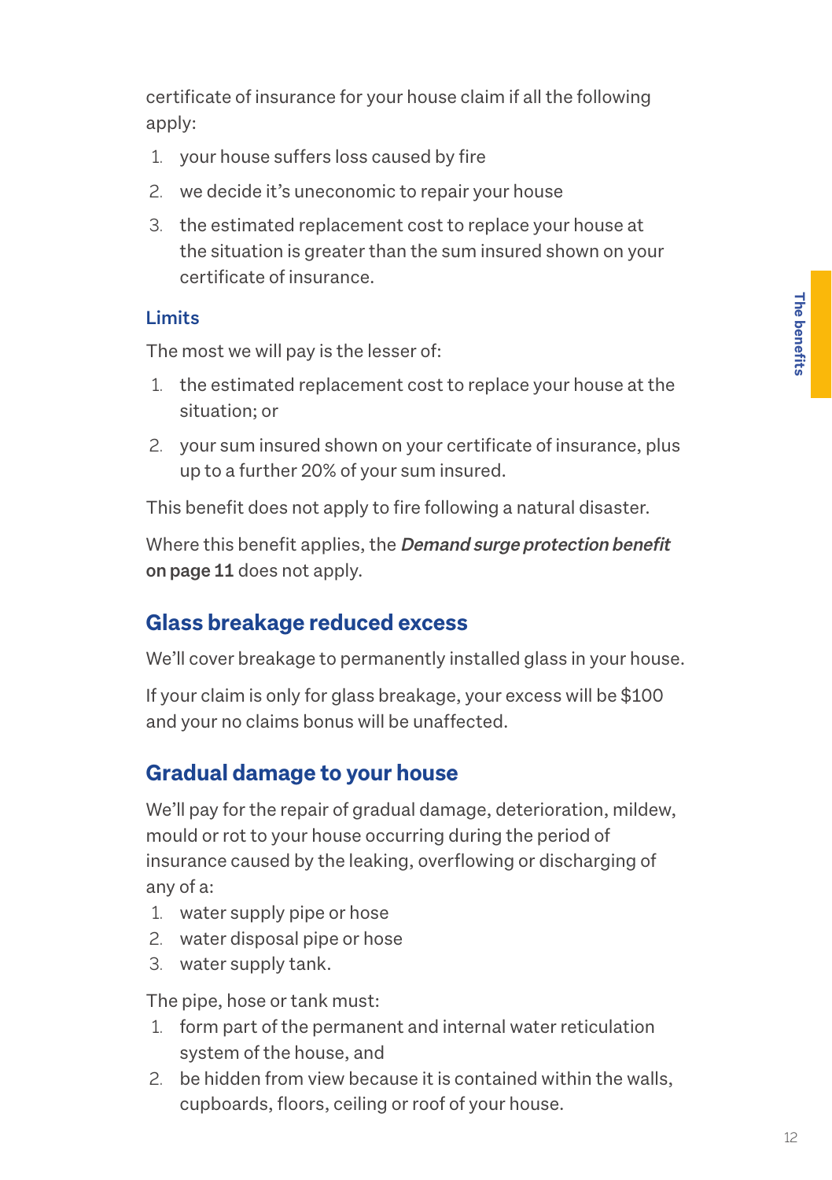certificate of insurance for your house claim if all the following apply:

1. your house suffers loss caused by fire
2. we decide it's uneconomic to repair your house
3. the estimated replacement cost to replace your house at the situation is greater than the sum insured shown on your certificate of insurance.

### Limits

The most we will pay is the lesser of:

1. the estimated replacement cost to replace your house at the situation; or
2. your sum insured shown on your certificate of insurance, plus up to a further 20% of your sum insured.

This benefit does not apply to fire following a natural disaster.

Where this benefit applies, the ***Demand surge protection benefit* on page 11** does not apply.

## Glass breakage reduced excess

We'll cover breakage to permanently installed glass in your house.

If your claim is only for glass breakage, your excess will be $100 and your no claims bonus will be unaffected.

## Gradual damage to your house

We'll pay for the repair of gradual damage, deterioration, mildew, mould or rot to your house occurring during the period of insurance caused by the leaking, overflowing or discharging of any of a:

1. water supply pipe or hose
2. water disposal pipe or hose
3. water supply tank.

The pipe, hose or tank must:

1. form part of the permanent and internal water reticulation system of the house, and
2. be hidden from view because it is contained within the walls, cupboards, floors, ceiling or roof of your house.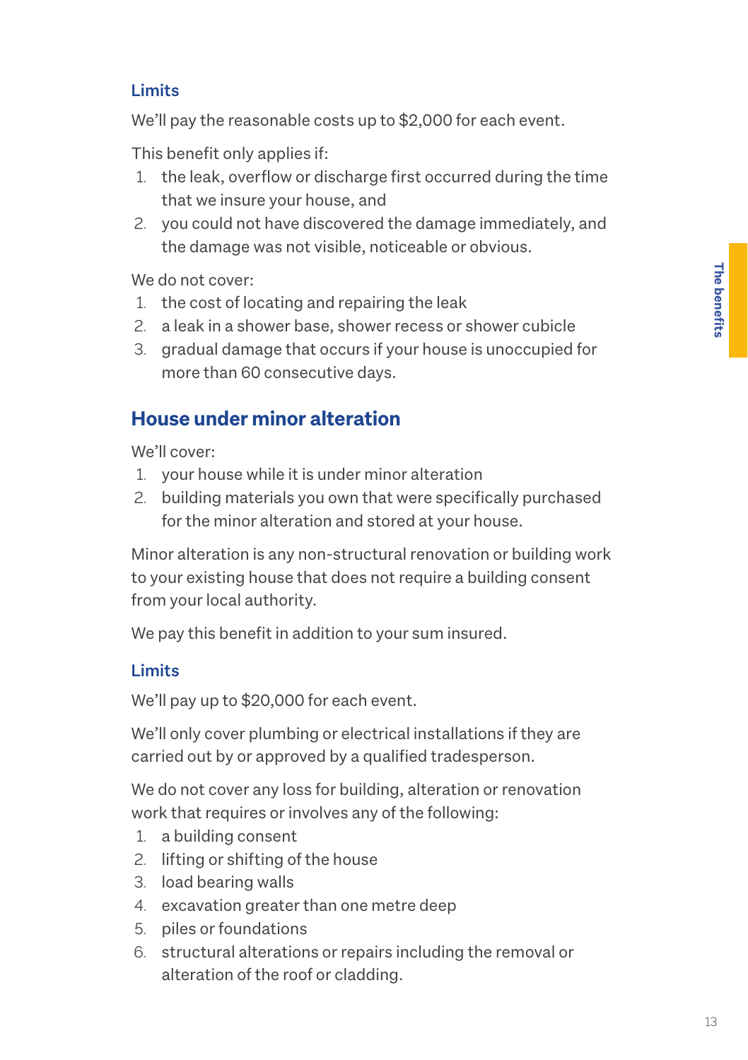### Limits

We'll pay the reasonable costs up to $2,000 for each event.

This benefit only applies if:

1. the leak, overflow or discharge first occurred during the time that we insure your house, and
2. you could not have discovered the damage immediately, and the damage was not visible, noticeable or obvious.

We do not cover:

1. the cost of locating and repairing the leak
2. a leak in a shower base, shower recess or shower cubicle
3. gradual damage that occurs if your house is unoccupied for more than 60 consecutive days.

## House under minor alteration

We'll cover:

1. your house while it is under minor alteration
2. building materials you own that were specifically purchased for the minor alteration and stored at your house.

Minor alteration is any non-structural renovation or building work to your existing house that does not require a building consent from your local authority.

We pay this benefit in addition to your sum insured.

### Limits

We'll pay up to $20,000 for each event.

We'll only cover plumbing or electrical installations if they are carried out by or approved by a qualified tradesperson.

We do not cover any loss for building, alteration or renovation work that requires or involves any of the following:

1. a building consent
2. lifting or shifting of the house
3. load bearing walls
4. excavation greater than one metre deep
5. piles or foundations
6. structural alterations or repairs including the removal or alteration of the roof or cladding.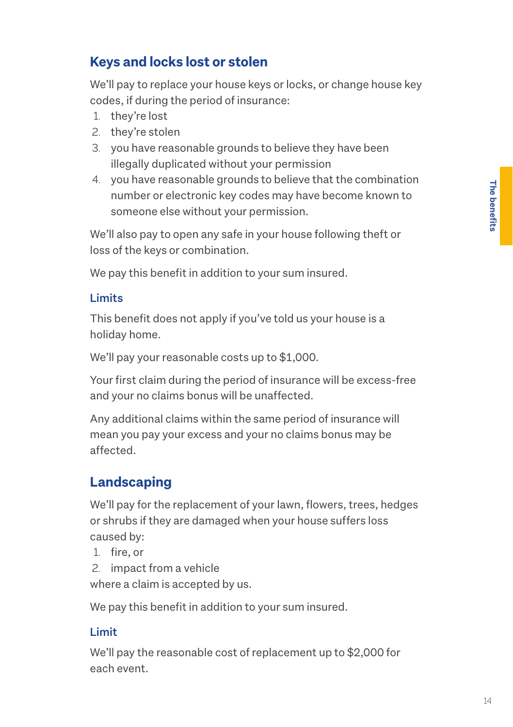## Keys and locks lost or stolen

We'll pay to replace your house keys or locks, or change house key codes, if during the period of insurance:

1. they're lost
2. they're stolen
3. you have reasonable grounds to believe they have been illegally duplicated without your permission
4. you have reasonable grounds to believe that the combination number or electronic key codes may have become known to someone else without your permission.

We'll also pay to open any safe in your house following theft or loss of the keys or combination.

We pay this benefit in addition to your sum insured.

### Limits

This benefit does not apply if you've told us your house is a holiday home.

We'll pay your reasonable costs up to $1,000.

Your first claim during the period of insurance will be excess-free and your no claims bonus will be unaffected.

Any additional claims within the same period of insurance will mean you pay your excess and your no claims bonus may be affected.

## Landscaping

We'll pay for the replacement of your lawn, flowers, trees, hedges or shrubs if they are damaged when your house suffers loss caused by:

1. fire, or
2. impact from a vehicle

where a claim is accepted by us.

We pay this benefit in addition to your sum insured.

### Limit

We'll pay the reasonable cost of replacement up to $2,000 for each event.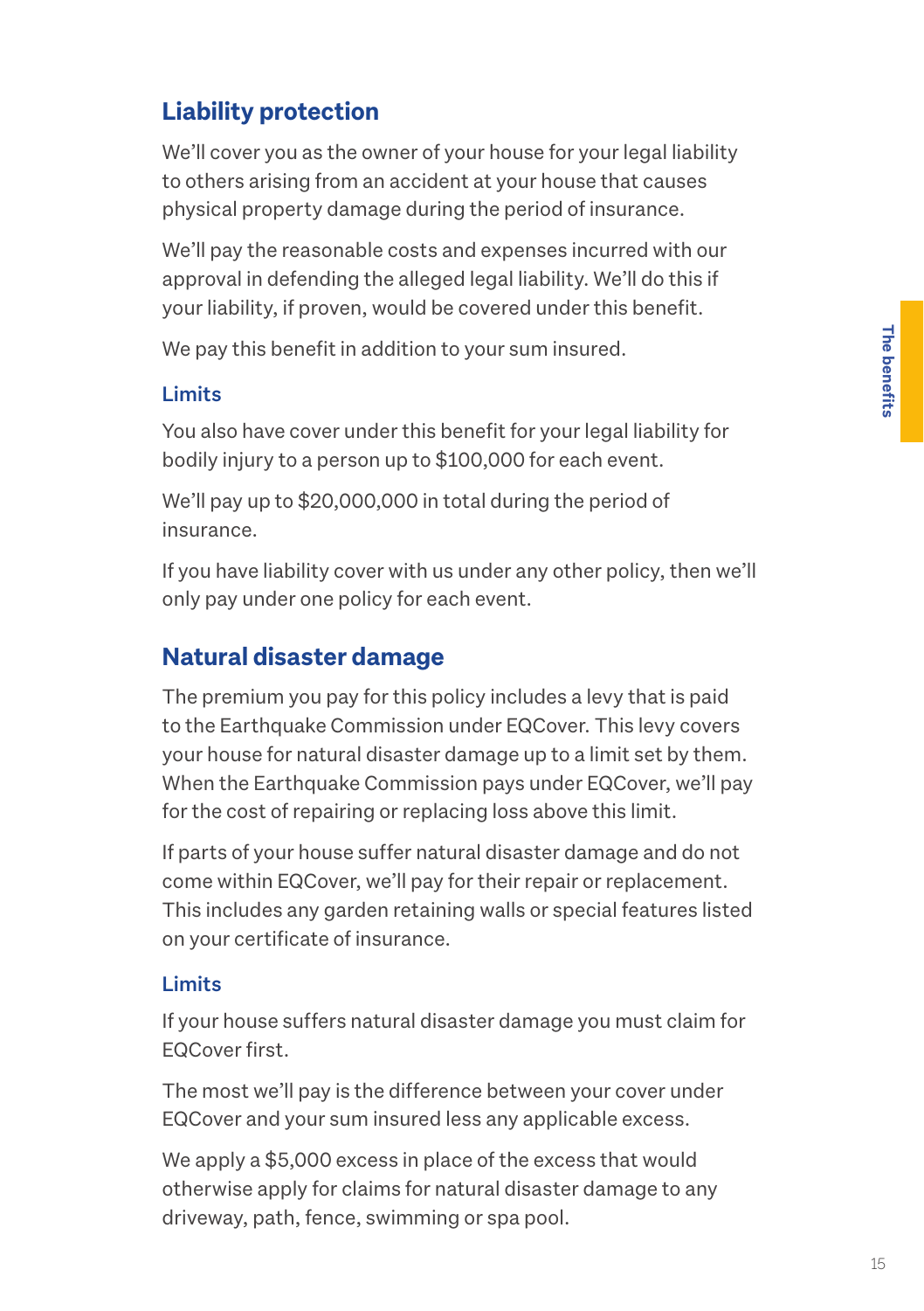## Liability protection

We'll cover you as the owner of your house for your legal liability to others arising from an accident at your house that causes physical property damage during the period of insurance.

We'll pay the reasonable costs and expenses incurred with our approval in defending the alleged legal liability. We'll do this if your liability, if proven, would be covered under this benefit.

We pay this benefit in addition to your sum insured.

### Limits

You also have cover under this benefit for your legal liability for bodily injury to a person up to $100,000 for each event.

We'll pay up to $20,000,000 in total during the period of insurance.

If you have liability cover with us under any other policy, then we'll only pay under one policy for each event.

## Natural disaster damage

The premium you pay for this policy includes a levy that is paid to the Earthquake Commission under EQCover. This levy covers your house for natural disaster damage up to a limit set by them. When the Earthquake Commission pays under EQCover, we'll pay for the cost of repairing or replacing loss above this limit.

If parts of your house suffer natural disaster damage and do not come within EQCover, we'll pay for their repair or replacement. This includes any garden retaining walls or special features listed on your certificate of insurance.

### Limits

If your house suffers natural disaster damage you must claim for EQCover first.

The most we'll pay is the difference between your cover under EQCover and your sum insured less any applicable excess.

We apply a $5,000 excess in place of the excess that would otherwise apply for claims for natural disaster damage to any driveway, path, fence, swimming or spa pool.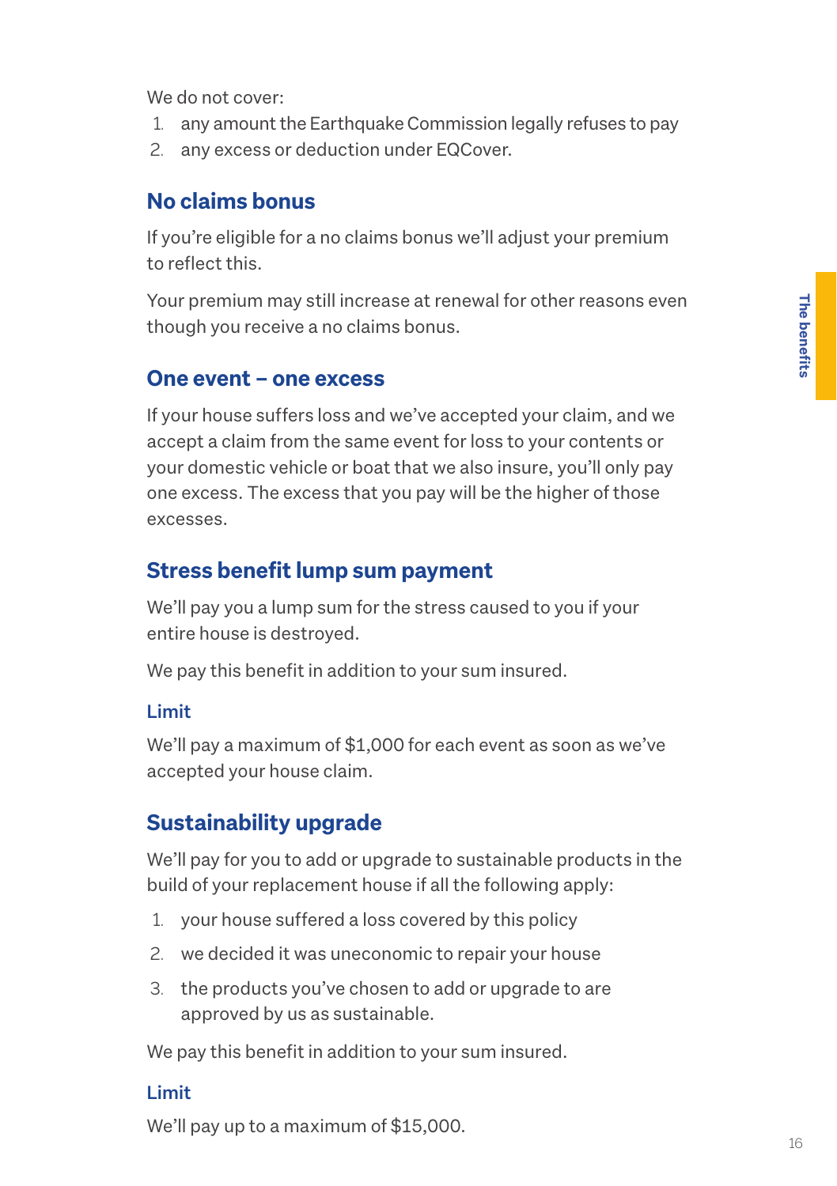We do not cover:

1. any amount the Earthquake Commission legally refuses to pay
2. any excess or deduction under EQCover.

## No claims bonus

If you're eligible for a no claims bonus we'll adjust your premium to reflect this.

Your premium may still increase at renewal for other reasons even though you receive a no claims bonus.

## One event – one excess

If your house suffers loss and we've accepted your claim, and we accept a claim from the same event for loss to your contents or your domestic vehicle or boat that we also insure, you'll only pay one excess. The excess that you pay will be the higher of those excesses.

## Stress benefit lump sum payment

We'll pay you a lump sum for the stress caused to you if your entire house is destroyed.

We pay this benefit in addition to your sum insured.

### Limit

We'll pay a maximum of $1,000 for each event as soon as we've accepted your house claim.

## Sustainability upgrade

We'll pay for you to add or upgrade to sustainable products in the build of your replacement house if all the following apply:

1. your house suffered a loss covered by this policy
2. we decided it was uneconomic to repair your house
3. the products you've chosen to add or upgrade to are approved by us as sustainable.

We pay this benefit in addition to your sum insured.

### Limit

We'll pay up to a maximum of $15,000.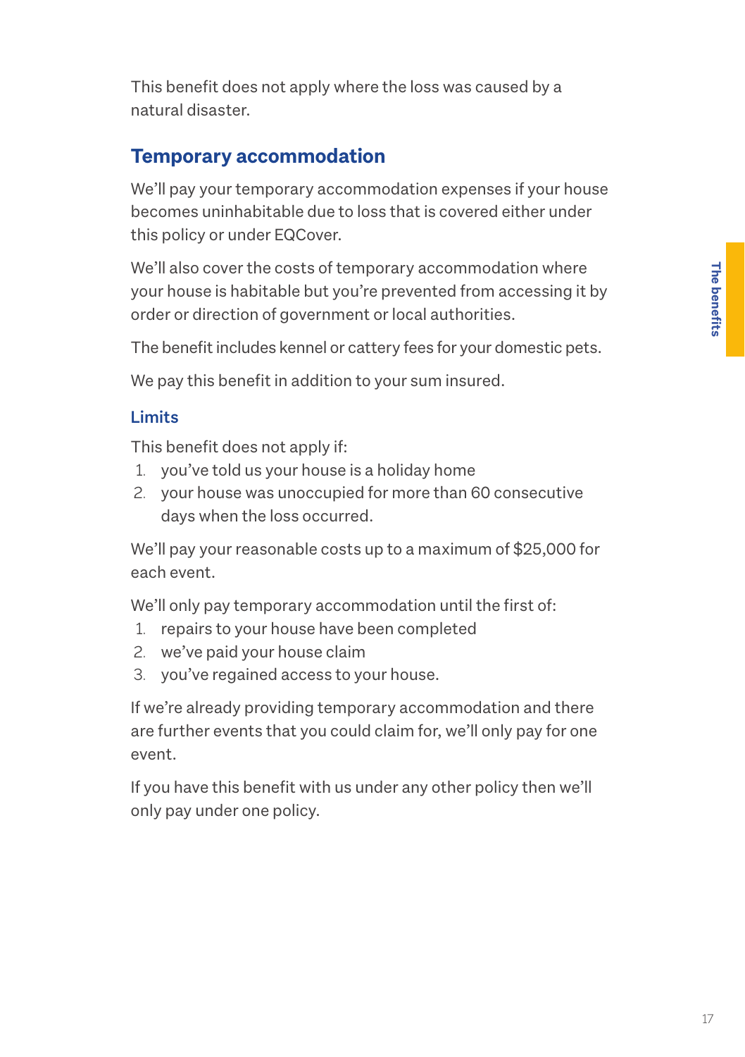This benefit does not apply where the loss was caused by a natural disaster.

## Temporary accommodation

We'll pay your temporary accommodation expenses if your house becomes uninhabitable due to loss that is covered either under this policy or under EQCover.

We'll also cover the costs of temporary accommodation where your house is habitable but you're prevented from accessing it by order or direction of government or local authorities.

The benefit includes kennel or cattery fees for your domestic pets.

We pay this benefit in addition to your sum insured.

### Limits

This benefit does not apply if:

1. you've told us your house is a holiday home
2. your house was unoccupied for more than 60 consecutive days when the loss occurred.

We'll pay your reasonable costs up to a maximum of $25,000 for each event.

We'll only pay temporary accommodation until the first of:

1. repairs to your house have been completed
2. we've paid your house claim
3. you've regained access to your house.

If we're already providing temporary accommodation and there are further events that you could claim for, we'll only pay for one event.

If you have this benefit with us under any other policy then we'll only pay under one policy.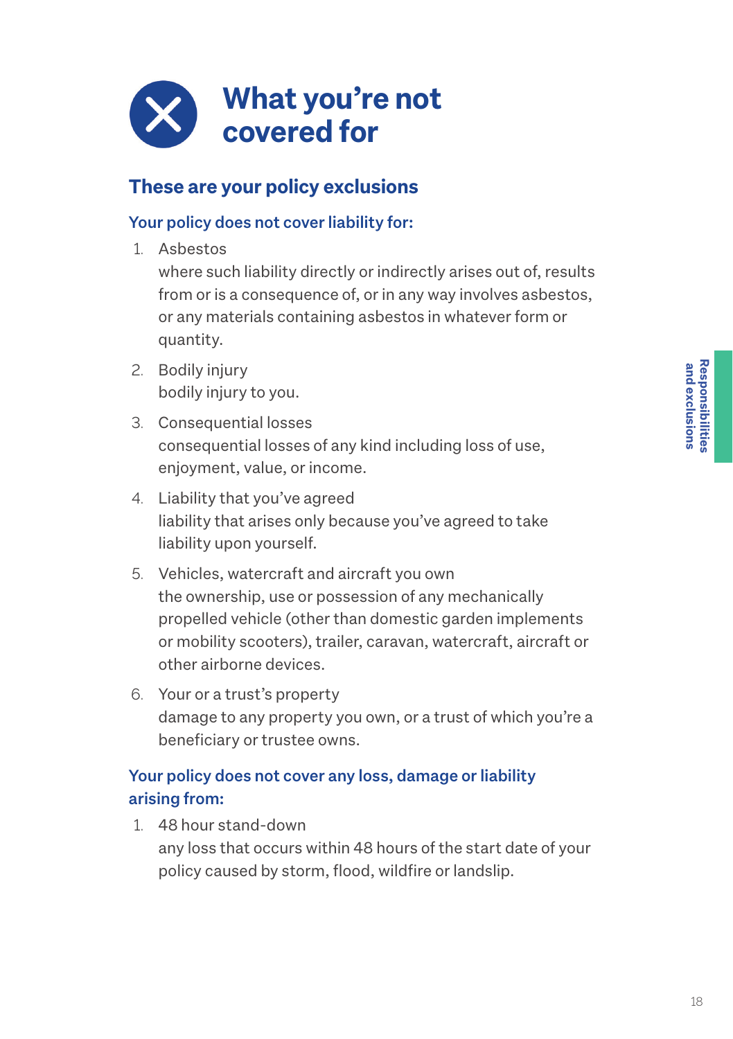# What you're not covered for

## These are your policy exclusions

### Your policy does not cover liability for:

1. Asbestos
   where such liability directly or indirectly arises out of, results from or is a consequence of, or in any way involves asbestos, or any materials containing asbestos in whatever form or quantity.
2. Bodily injury
   bodily injury to you.
3. Consequential losses
   consequential losses of any kind including loss of use, enjoyment, value, or income.
4. Liability that you've agreed
   liability that arises only because you've agreed to take liability upon yourself.
5. Vehicles, watercraft and aircraft you own
   the ownership, use or possession of any mechanically propelled vehicle (other than domestic garden implements or mobility scooters), trailer, caravan, watercraft, aircraft or other airborne devices.
6. Your or a trust's property
   damage to any property you own, or a trust of which you're a beneficiary or trustee owns.

### Your policy does not cover any loss, damage or liability arising from:

1. 48 hour stand-down
   any loss that occurs within 48 hours of the start date of your policy caused by storm, flood, wildfire or landslip.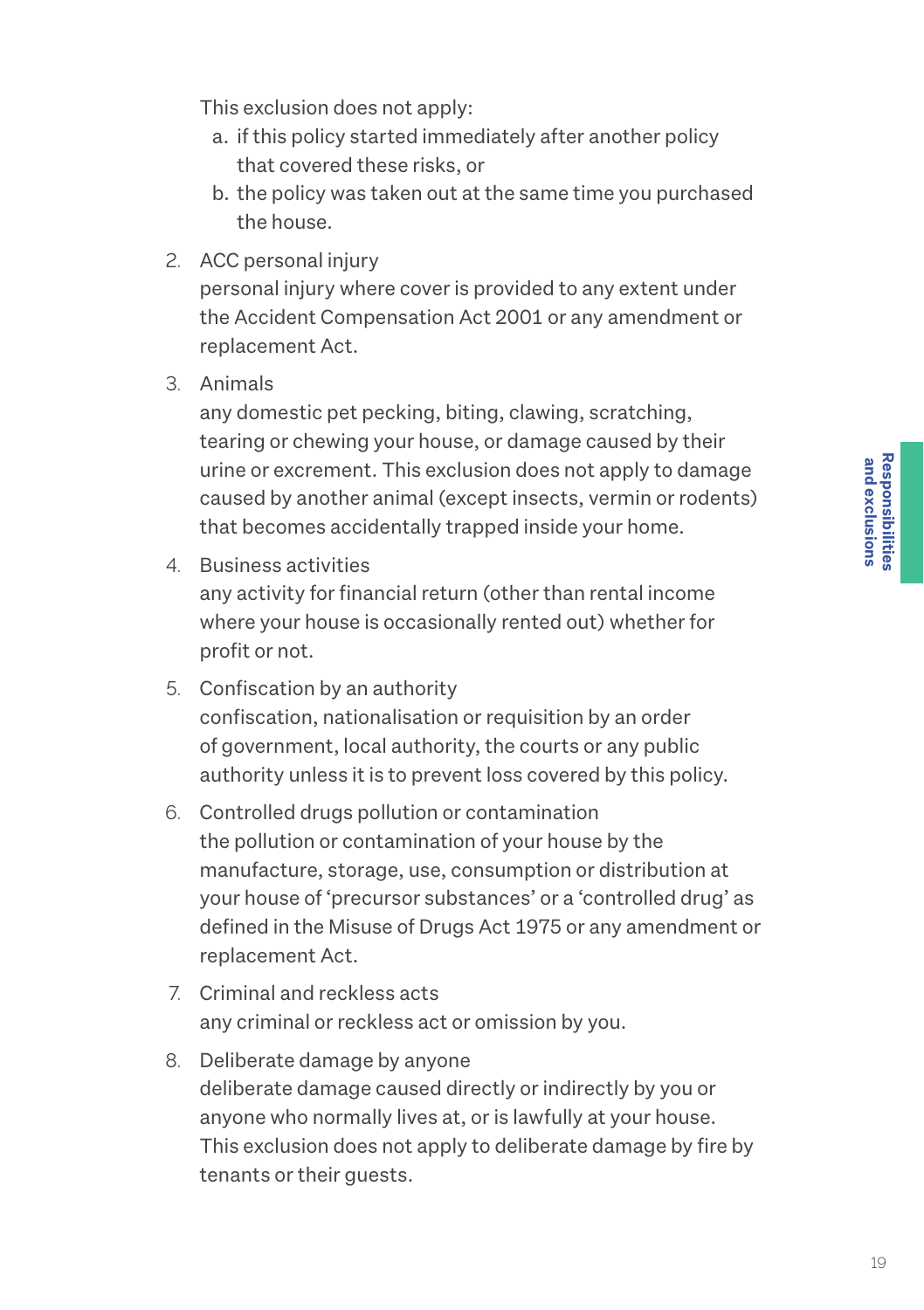This exclusion does not apply:

a. if this policy started immediately after another policy that covered these risks, or
b. the policy was taken out at the same time you purchased the house.

2. ACC personal injury
   personal injury where cover is provided to any extent under the Accident Compensation Act 2001 or any amendment or replacement Act.

3. Animals
   any domestic pet pecking, biting, clawing, scratching, tearing or chewing your house, or damage caused by their urine or excrement. This exclusion does not apply to damage caused by another animal (except insects, vermin or rodents) that becomes accidentally trapped inside your home.

4. Business activities
   any activity for financial return (other than rental income where your house is occasionally rented out) whether for profit or not.

5. Confiscation by an authority
   confiscation, nationalisation or requisition by an order of government, local authority, the courts or any public authority unless it is to prevent loss covered by this policy.

6. Controlled drugs pollution or contamination
   the pollution or contamination of your house by the manufacture, storage, use, consumption or distribution at your house of 'precursor substances' or a 'controlled drug' as defined in the Misuse of Drugs Act 1975 or any amendment or replacement Act.

7. Criminal and reckless acts
   any criminal or reckless act or omission by you.

8. Deliberate damage by anyone
   deliberate damage caused directly or indirectly by you or anyone who normally lives at, or is lawfully at your house. This exclusion does not apply to deliberate damage by fire by tenants or their guests.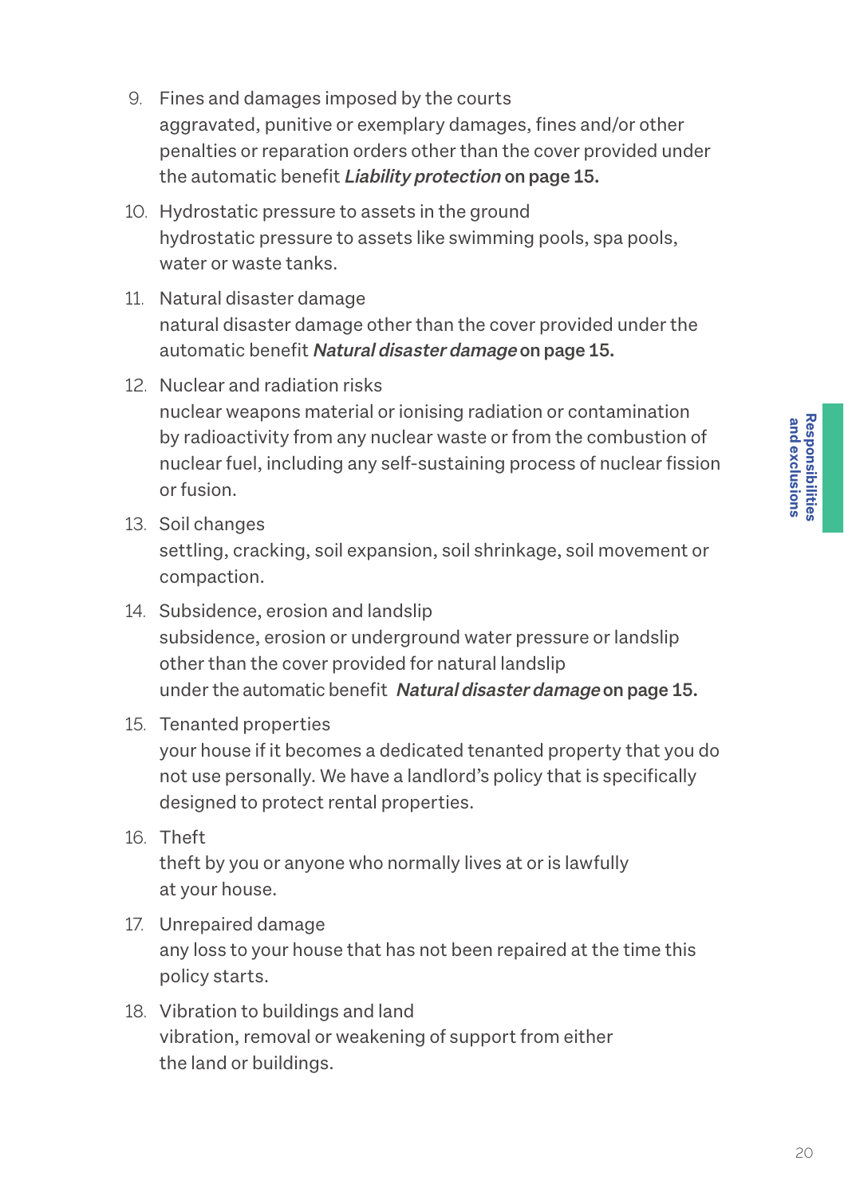9. Fines and damages imposed by the courts
   aggravated, punitive or exemplary damages, fines and/or other penalties or reparation orders other than the cover provided under the automatic benefit ***Liability protection*** **on page 15.**

10. Hydrostatic pressure to assets in the ground
    hydrostatic pressure to assets like swimming pools, spa pools, water or waste tanks.

11. Natural disaster damage
    natural disaster damage other than the cover provided under the automatic benefit ***Natural disaster damage*** **on page 15.**

12. Nuclear and radiation risks
    nuclear weapons material or ionising radiation or contamination by radioactivity from any nuclear waste or from the combustion of nuclear fuel, including any self-sustaining process of nuclear fission or fusion.

13. Soil changes
    settling, cracking, soil expansion, soil shrinkage, soil movement or compaction.

14. Subsidence, erosion and landslip
    subsidence, erosion or underground water pressure or landslip other than the cover provided for natural landslip under the automatic benefit ***Natural disaster damage*** **on page 15.**

15. Tenanted properties
    your house if it becomes a dedicated tenanted property that you do not use personally. We have a landlord's policy that is specifically designed to protect rental properties.

16. Theft
    theft by you or anyone who normally lives at or is lawfully at your house.

17. Unrepaired damage
    any loss to your house that has not been repaired at the time this policy starts.

18. Vibration to buildings and land
    vibration, removal or weakening of support from either the land or buildings.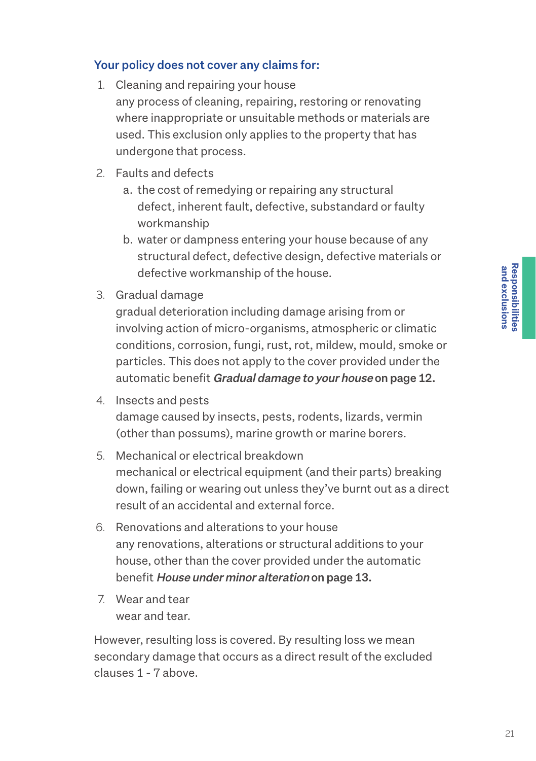### Your policy does not cover any claims for:

1. Cleaning and repairing your house
   any process of cleaning, repairing, restoring or renovating where inappropriate or unsuitable methods or materials are used. This exclusion only applies to the property that has undergone that process.
2. Faults and defects
   a. the cost of remedying or repairing any structural defect, inherent fault, defective, substandard or faulty workmanship
   b. water or dampness entering your house because of any structural defect, defective design, defective materials or defective workmanship of the house.
3. Gradual damage
   gradual deterioration including damage arising from or involving action of micro-organisms, atmospheric or climatic conditions, corrosion, fungi, rust, rot, mildew, mould, smoke or particles. This does not apply to the cover provided under the automatic benefit ***Gradual damage to your house*** **on page 12.**
4. Insects and pests
   damage caused by insects, pests, rodents, lizards, vermin (other than possums), marine growth or marine borers.
5. Mechanical or electrical breakdown
   mechanical or electrical equipment (and their parts) breaking down, failing or wearing out unless they've burnt out as a direct result of an accidental and external force.
6. Renovations and alterations to your house
   any renovations, alterations or structural additions to your house, other than the cover provided under the automatic benefit ***House under minor alteration*** **on page 13.**
7. Wear and tear
   wear and tear.

However, resulting loss is covered. By resulting loss we mean secondary damage that occurs as a direct result of the excluded clauses 1 - 7 above.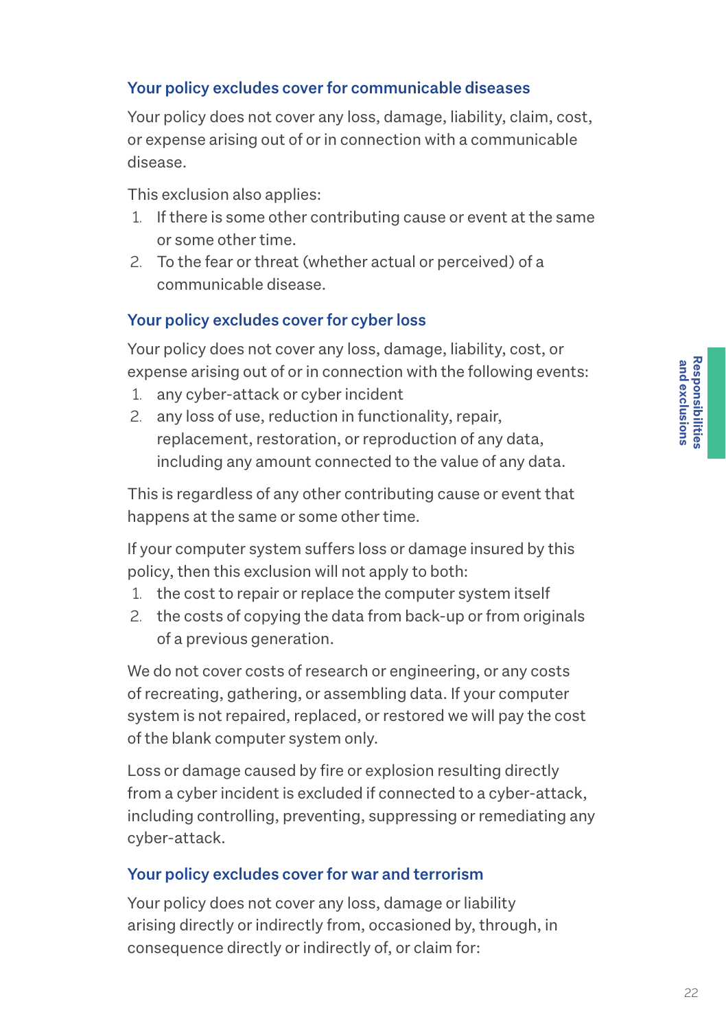### Your policy excludes cover for communicable diseases

Your policy does not cover any loss, damage, liability, claim, cost, or expense arising out of or in connection with a communicable disease.

This exclusion also applies:

1. If there is some other contributing cause or event at the same or some other time.
2. To the fear or threat (whether actual or perceived) of a communicable disease.

### Your policy excludes cover for cyber loss

Your policy does not cover any loss, damage, liability, cost, or expense arising out of or in connection with the following events:

1. any cyber-attack or cyber incident
2. any loss of use, reduction in functionality, repair, replacement, restoration, or reproduction of any data, including any amount connected to the value of any data.

This is regardless of any other contributing cause or event that happens at the same or some other time.

If your computer system suffers loss or damage insured by this policy, then this exclusion will not apply to both:

1. the cost to repair or replace the computer system itself
2. the costs of copying the data from back-up or from originals of a previous generation.

We do not cover costs of research or engineering, or any costs of recreating, gathering, or assembling data. If your computer system is not repaired, replaced, or restored we will pay the cost of the blank computer system only.

Loss or damage caused by fire or explosion resulting directly from a cyber incident is excluded if connected to a cyber-attack, including controlling, preventing, suppressing or remediating any cyber-attack.

### Your policy excludes cover for war and terrorism

Your policy does not cover any loss, damage or liability arising directly or indirectly from, occasioned by, through, in consequence directly or indirectly of, or claim for: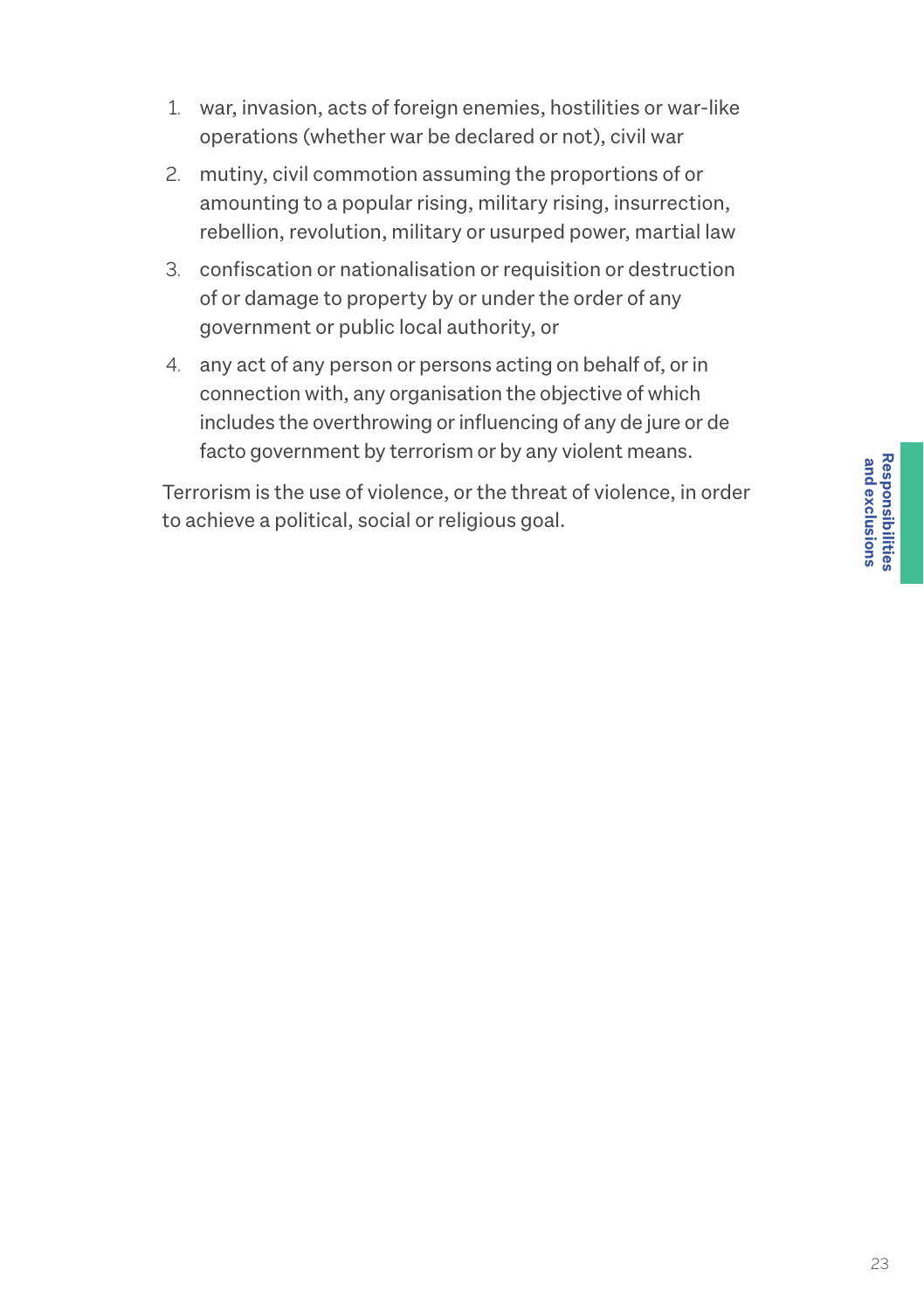1. war, invasion, acts of foreign enemies, hostilities or war-like operations (whether war be declared or not), civil war
2. mutiny, civil commotion assuming the proportions of or amounting to a popular rising, military rising, insurrection, rebellion, revolution, military or usurped power, martial law
3. confiscation or nationalisation or requisition or destruction of or damage to property by or under the order of any government or public local authority, or
4. any act of any person or persons acting on behalf of, or in connection with, any organisation the objective of which includes the overthrowing or influencing of any de jure or de facto government by terrorism or by any violent means.

Terrorism is the use of violence, or the threat of violence, in order to achieve a political, social or religious goal.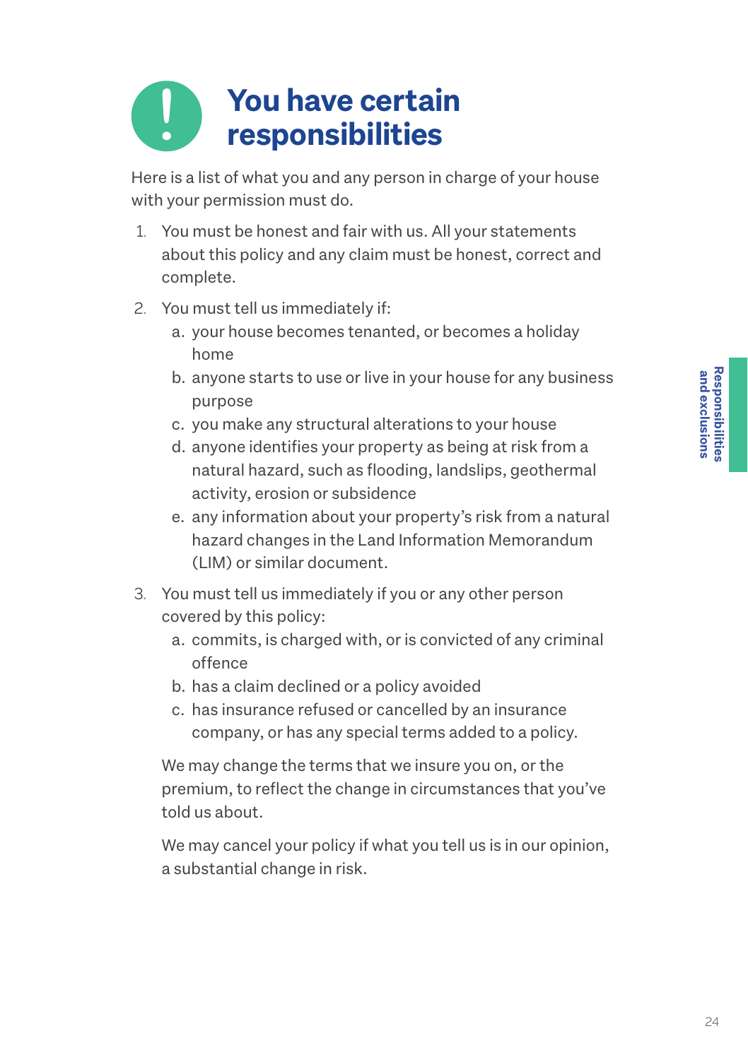# You have certain responsibilities

Here is a list of what you and any person in charge of your house with your permission must do.

1. You must be honest and fair with us. All your statements about this policy and any claim must be honest, correct and complete.
2. You must tell us immediately if:
   a. your house becomes tenanted, or becomes a holiday home
   b. anyone starts to use or live in your house for any business purpose
   c. you make any structural alterations to your house
   d. anyone identifies your property as being at risk from a natural hazard, such as flooding, landslips, geothermal activity, erosion or subsidence
   e. any information about your property's risk from a natural hazard changes in the Land Information Memorandum (LIM) or similar document.
3. You must tell us immediately if you or any other person covered by this policy:
   a. commits, is charged with, or is convicted of any criminal offence
   b. has a claim declined or a policy avoided
   c. has insurance refused or cancelled by an insurance company, or has any special terms added to a policy.

   We may change the terms that we insure you on, or the premium, to reflect the change in circumstances that you've told us about.

   We may cancel your policy if what you tell us is in our opinion, a substantial change in risk.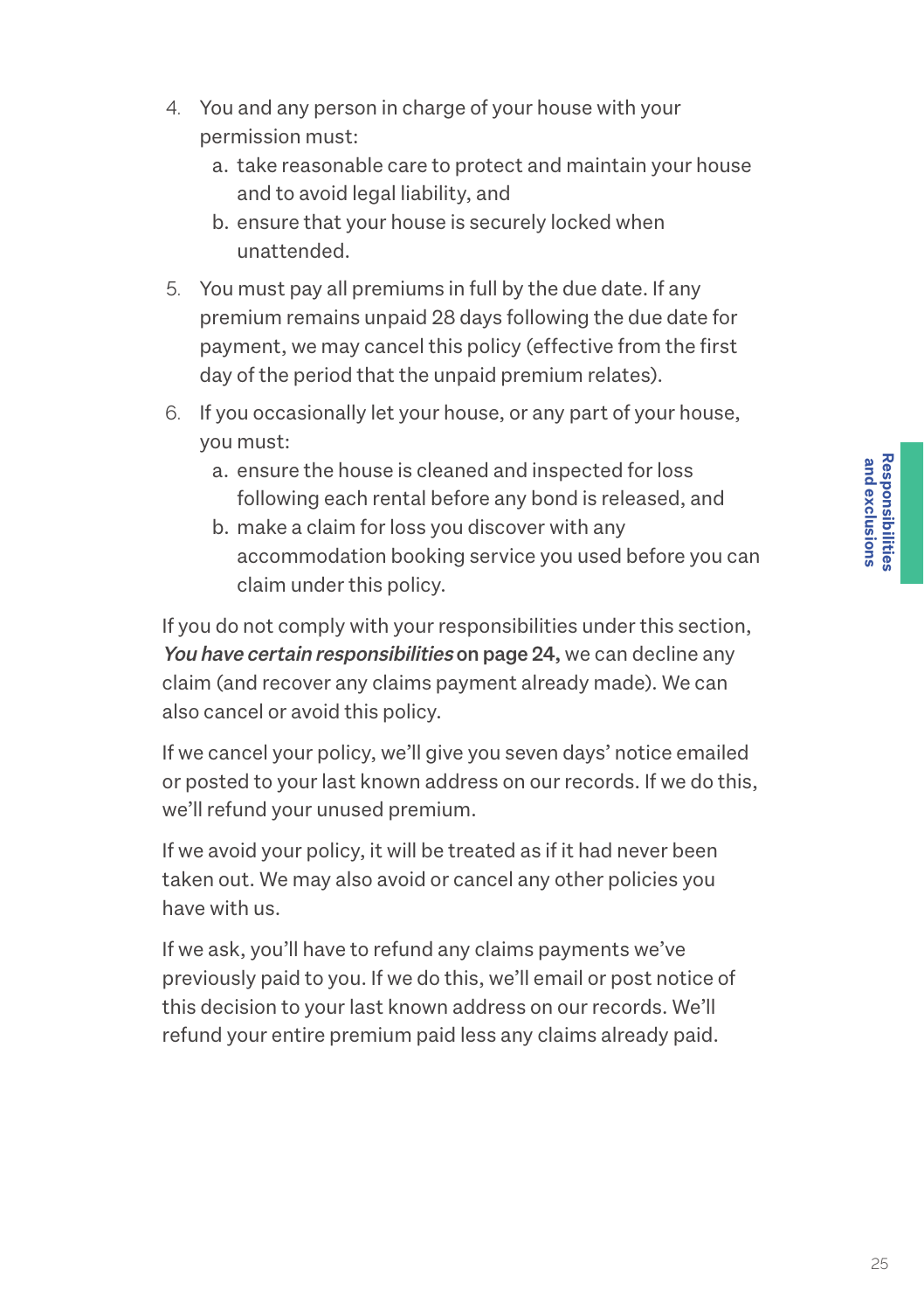4. You and any person in charge of your house with your permission must:
    a. take reasonable care to protect and maintain your house and to avoid legal liability, and
    b. ensure that your house is securely locked when unattended.
5. You must pay all premiums in full by the due date. If any premium remains unpaid 28 days following the due date for payment, we may cancel this policy (effective from the first day of the period that the unpaid premium relates).
6. If you occasionally let your house, or any part of your house, you must:
    a. ensure the house is cleaned and inspected for loss following each rental before any bond is released, and
    b. make a claim for loss you discover with any accommodation booking service you used before you can claim under this policy.

If you do not comply with your responsibilities under this section, ***You have certain responsibilities*** **on page 24,** we can decline any claim (and recover any claims payment already made). We can also cancel or avoid this policy.

If we cancel your policy, we'll give you seven days' notice emailed or posted to your last known address on our records. If we do this, we'll refund your unused premium.

If we avoid your policy, it will be treated as if it had never been taken out. We may also avoid or cancel any other policies you have with us.

If we ask, you'll have to refund any claims payments we've previously paid to you. If we do this, we'll email or post notice of this decision to your last known address on our records. We'll refund your entire premium paid less any claims already paid.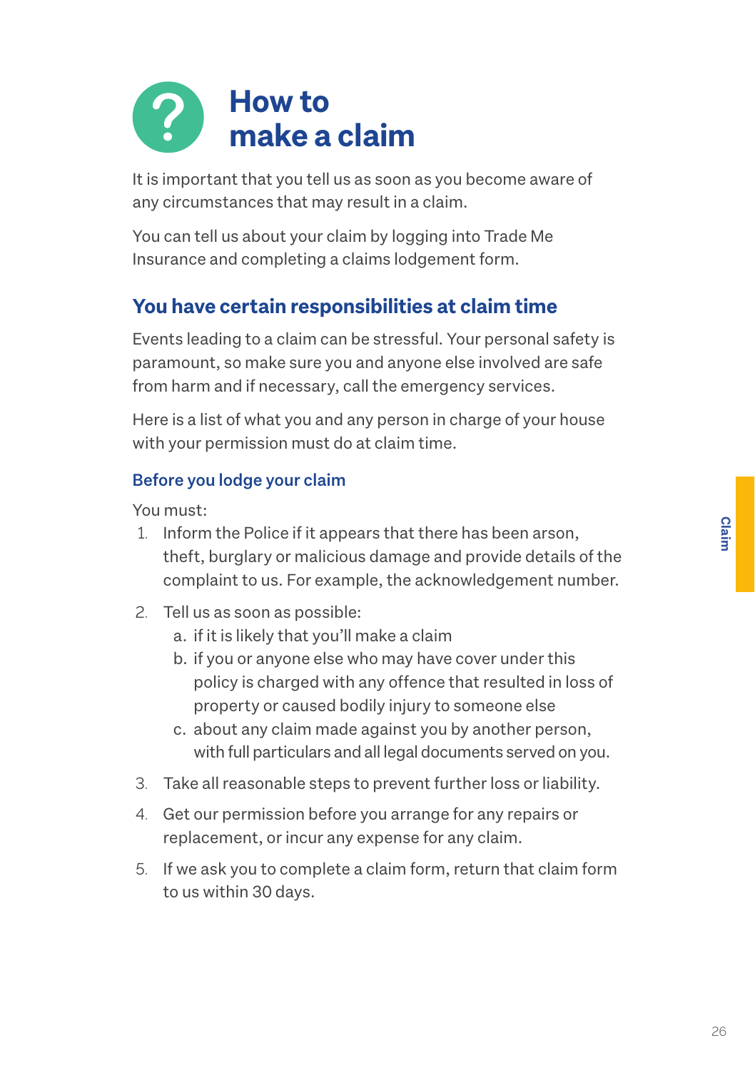# How to make a claim

It is important that you tell us as soon as you become aware of any circumstances that may result in a claim.

You can tell us about your claim by logging into Trade Me Insurance and completing a claims lodgement form.

## You have certain responsibilities at claim time

Events leading to a claim can be stressful. Your personal safety is paramount, so make sure you and anyone else involved are safe from harm and if necessary, call the emergency services.

Here is a list of what you and any person in charge of your house with your permission must do at claim time.

### Before you lodge your claim

You must:

1. Inform the Police if it appears that there has been arson, theft, burglary or malicious damage and provide details of the complaint to us. For example, the acknowledgement number.
2. Tell us as soon as possible:
   a. if it is likely that you'll make a claim
   b. if you or anyone else who may have cover under this policy is charged with any offence that resulted in loss of property or caused bodily injury to someone else
   c. about any claim made against you by another person, with full particulars and all legal documents served on you.
3. Take all reasonable steps to prevent further loss or liability.
4. Get our permission before you arrange for any repairs or replacement, or incur any expense for any claim.
5. If we ask you to complete a claim form, return that claim form to us within 30 days.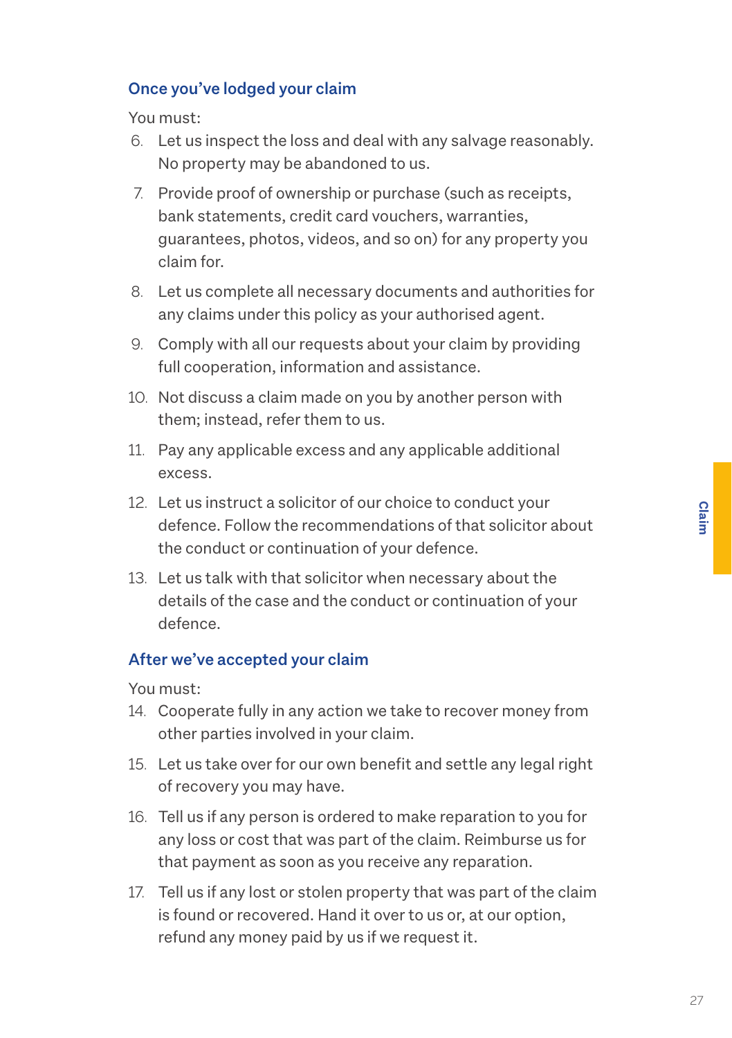### Once you've lodged your claim

You must:

6. Let us inspect the loss and deal with any salvage reasonably. No property may be abandoned to us.
7. Provide proof of ownership or purchase (such as receipts, bank statements, credit card vouchers, warranties, guarantees, photos, videos, and so on) for any property you claim for.
8. Let us complete all necessary documents and authorities for any claims under this policy as your authorised agent.
9. Comply with all our requests about your claim by providing full cooperation, information and assistance.
10. Not discuss a claim made on you by another person with them; instead, refer them to us.
11. Pay any applicable excess and any applicable additional excess.
12. Let us instruct a solicitor of our choice to conduct your defence. Follow the recommendations of that solicitor about the conduct or continuation of your defence.
13. Let us talk with that solicitor when necessary about the details of the case and the conduct or continuation of your defence.

### After we've accepted your claim

You must:

14. Cooperate fully in any action we take to recover money from other parties involved in your claim.
15. Let us take over for our own benefit and settle any legal right of recovery you may have.
16. Tell us if any person is ordered to make reparation to you for any loss or cost that was part of the claim. Reimburse us for that payment as soon as you receive any reparation.
17. Tell us if any lost or stolen property that was part of the claim is found or recovered. Hand it over to us or, at our option, refund any money paid by us if we request it.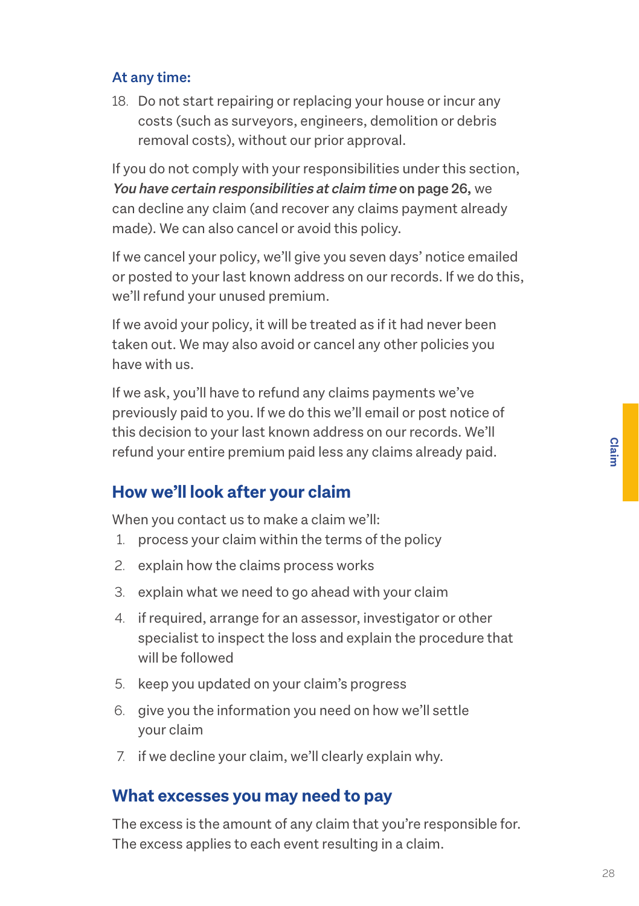### At any time:

18. Do not start repairing or replacing your house or incur any costs (such as surveyors, engineers, demolition or debris removal costs), without our prior approval.

If you do not comply with your responsibilities under this section, ***You have certain responsibilities at claim time*** on page 26, we can decline any claim (and recover any claims payment already made). We can also cancel or avoid this policy.

If we cancel your policy, we'll give you seven days' notice emailed or posted to your last known address on our records. If we do this, we'll refund your unused premium.

If we avoid your policy, it will be treated as if it had never been taken out. We may also avoid or cancel any other policies you have with us.

If we ask, you'll have to refund any claims payments we've previously paid to you. If we do this we'll email or post notice of this decision to your last known address on our records. We'll refund your entire premium paid less any claims already paid.

## How we'll look after your claim

When you contact us to make a claim we'll:

1. process your claim within the terms of the policy
2. explain how the claims process works
3. explain what we need to go ahead with your claim
4. if required, arrange for an assessor, investigator or other specialist to inspect the loss and explain the procedure that will be followed
5. keep you updated on your claim's progress
6. give you the information you need on how we'll settle your claim
7. if we decline your claim, we'll clearly explain why.

## What excesses you may need to pay

The excess is the amount of any claim that you're responsible for. The excess applies to each event resulting in a claim.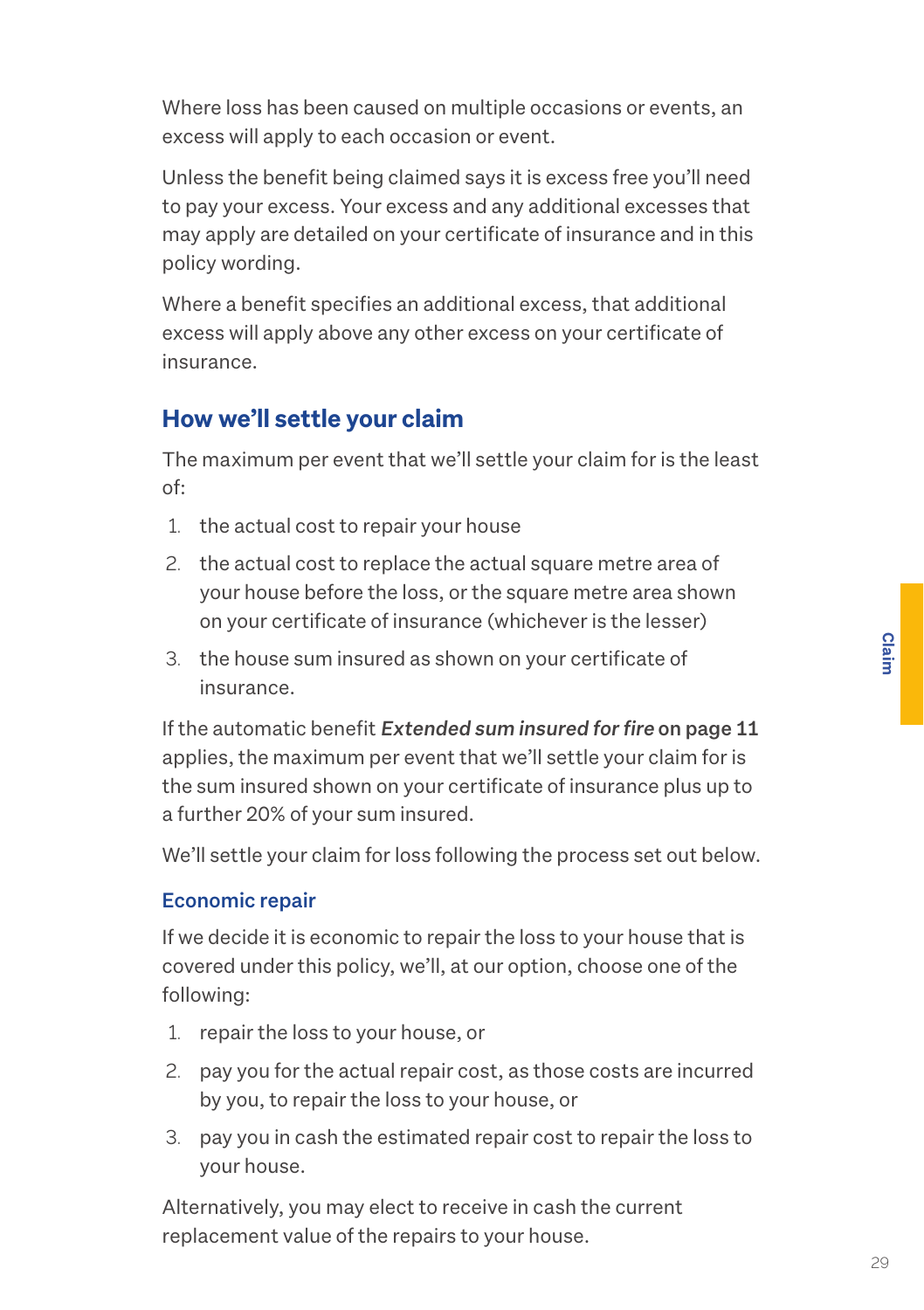Where loss has been caused on multiple occasions or events, an excess will apply to each occasion or event.

Unless the benefit being claimed says it is excess free you'll need to pay your excess. Your excess and any additional excesses that may apply are detailed on your certificate of insurance and in this policy wording.

Where a benefit specifies an additional excess, that additional excess will apply above any other excess on your certificate of insurance.

## How we'll settle your claim

The maximum per event that we'll settle your claim for is the least of:

1. the actual cost to repair your house
2. the actual cost to replace the actual square metre area of your house before the loss, or the square metre area shown on your certificate of insurance (whichever is the lesser)
3. the house sum insured as shown on your certificate of insurance.

If the automatic benefit ***Extended sum insured for fire*** **on page 11** applies, the maximum per event that we'll settle your claim for is the sum insured shown on your certificate of insurance plus up to a further 20% of your sum insured.

We'll settle your claim for loss following the process set out below.

### Economic repair

If we decide it is economic to repair the loss to your house that is covered under this policy, we'll, at our option, choose one of the following:

1. repair the loss to your house, or
2. pay you for the actual repair cost, as those costs are incurred by you, to repair the loss to your house, or
3. pay you in cash the estimated repair cost to repair the loss to your house.

Alternatively, you may elect to receive in cash the current replacement value of the repairs to your house.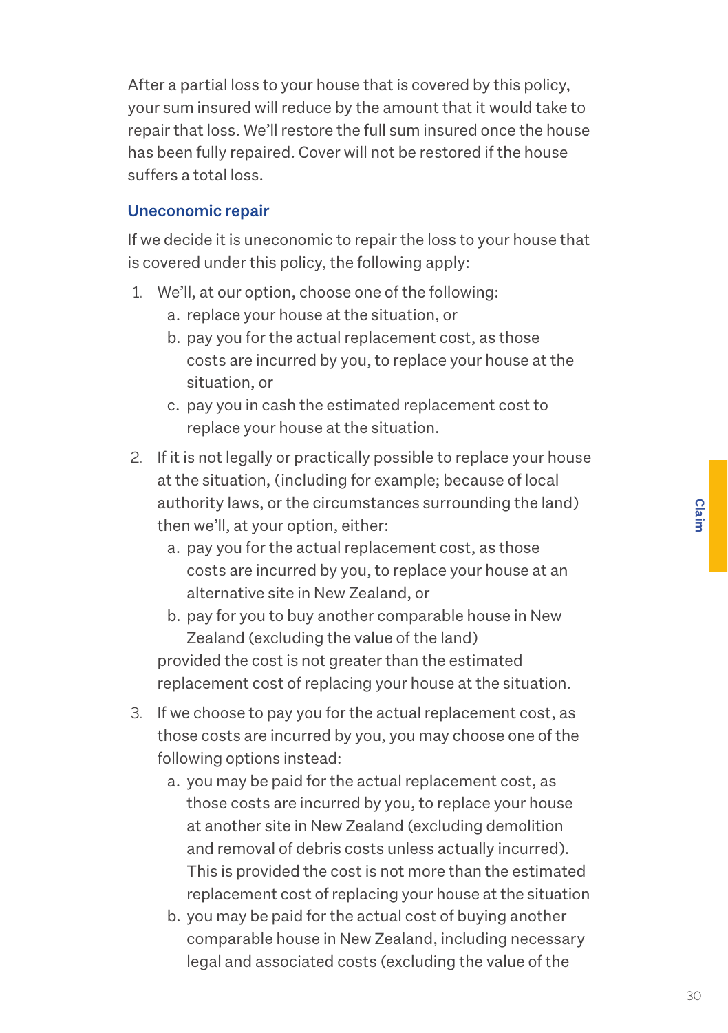After a partial loss to your house that is covered by this policy, your sum insured will reduce by the amount that it would take to repair that loss. We'll restore the full sum insured once the house has been fully repaired. Cover will not be restored if the house suffers a total loss.

## Uneconomic repair

If we decide it is uneconomic to repair the loss to your house that is covered under this policy, the following apply:

1. We'll, at our option, choose one of the following:
   a. replace your house at the situation, or
   b. pay you for the actual replacement cost, as those costs are incurred by you, to replace your house at the situation, or
   c. pay you in cash the estimated replacement cost to replace your house at the situation.
2. If it is not legally or practically possible to replace your house at the situation, (including for example; because of local authority laws, or the circumstances surrounding the land) then we'll, at your option, either:
   a. pay you for the actual replacement cost, as those costs are incurred by you, to replace your house at an alternative site in New Zealand, or
   b. pay for you to buy another comparable house in New Zealand (excluding the value of the land)

   provided the cost is not greater than the estimated replacement cost of replacing your house at the situation.
3. If we choose to pay you for the actual replacement cost, as those costs are incurred by you, you may choose one of the following options instead:
   a. you may be paid for the actual replacement cost, as those costs are incurred by you, to replace your house at another site in New Zealand (excluding demolition and removal of debris costs unless actually incurred). This is provided the cost is not more than the estimated replacement cost of replacing your house at the situation
   b. you may be paid for the actual cost of buying another comparable house in New Zealand, including necessary legal and associated costs (excluding the value of the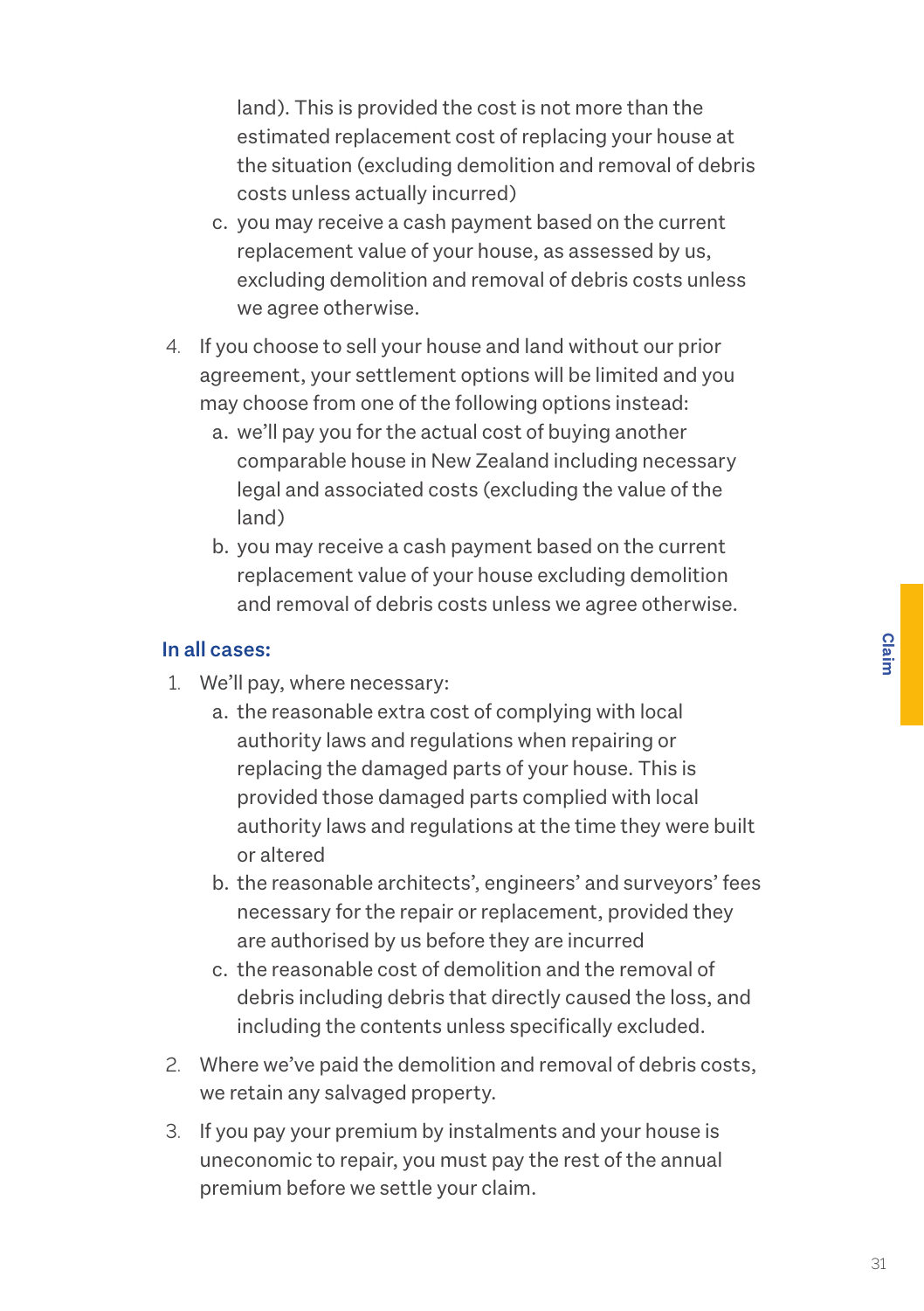land). This is provided the cost is not more than the estimated replacement cost of replacing your house at the situation (excluding demolition and removal of debris costs unless actually incurred)

   c. you may receive a cash payment based on the current replacement value of your house, as assessed by us, excluding demolition and removal of debris costs unless we agree otherwise.

4. If you choose to sell your house and land without our prior agreement, your settlement options will be limited and you may choose from one of the following options instead:
   a. we'll pay you for the actual cost of buying another comparable house in New Zealand including necessary legal and associated costs (excluding the value of the land)
   b. you may receive a cash payment based on the current replacement value of your house excluding demolition and removal of debris costs unless we agree otherwise.

### In all cases:

1. We'll pay, where necessary:
   a. the reasonable extra cost of complying with local authority laws and regulations when repairing or replacing the damaged parts of your house. This is provided those damaged parts complied with local authority laws and regulations at the time they were built or altered
   b. the reasonable architects', engineers' and surveyors' fees necessary for the repair or replacement, provided they are authorised by us before they are incurred
   c. the reasonable cost of demolition and the removal of debris including debris that directly caused the loss, and including the contents unless specifically excluded.
2. Where we've paid the demolition and removal of debris costs, we retain any salvaged property.
3. If you pay your premium by instalments and your house is uneconomic to repair, you must pay the rest of the annual premium before we settle your claim.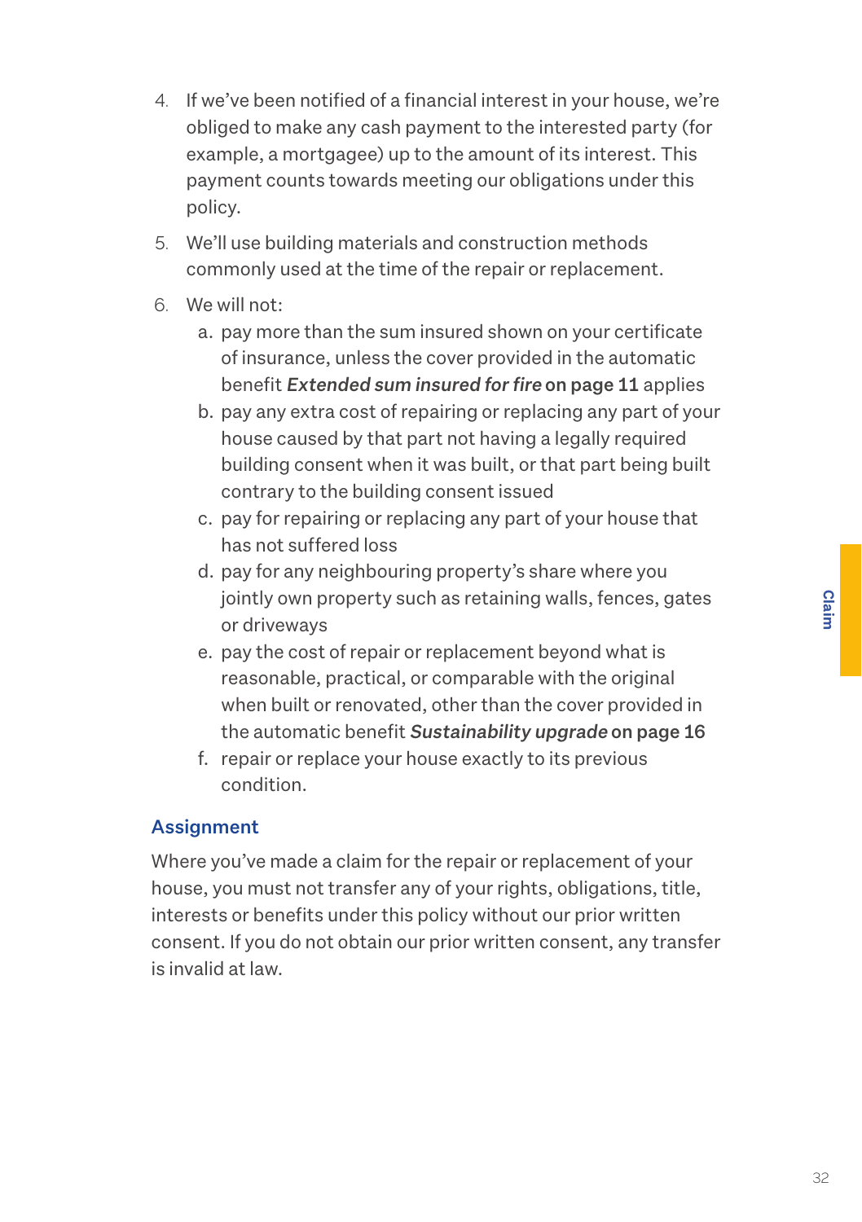4. If we've been notified of a financial interest in your house, we're obliged to make any cash payment to the interested party (for example, a mortgagee) up to the amount of its interest. This payment counts towards meeting our obligations under this policy.
5. We'll use building materials and construction methods commonly used at the time of the repair or replacement.
6. We will not:
   a. pay more than the sum insured shown on your certificate of insurance, unless the cover provided in the automatic benefit ***Extended sum insured for fire*** **on page 11** applies
   b. pay any extra cost of repairing or replacing any part of your house caused by that part not having a legally required building consent when it was built, or that part being built contrary to the building consent issued
   c. pay for repairing or replacing any part of your house that has not suffered loss
   d. pay for any neighbouring property's share where you jointly own property such as retaining walls, fences, gates or driveways
   e. pay the cost of repair or replacement beyond what is reasonable, practical, or comparable with the original when built or renovated, other than the cover provided in the automatic benefit ***Sustainability upgrade*** **on page 16**
   f. repair or replace your house exactly to its previous condition.

## Assignment

Where you've made a claim for the repair or replacement of your house, you must not transfer any of your rights, obligations, title, interests or benefits under this policy without our prior written consent. If you do not obtain our prior written consent, any transfer is invalid at law.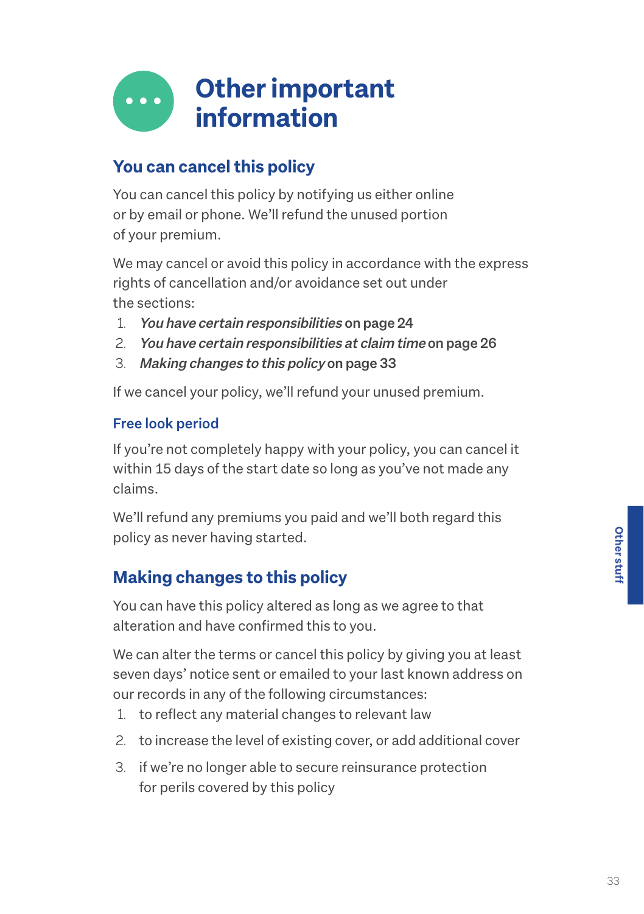# Other important information

## You can cancel this policy

You can cancel this policy by notifying us either online or by email or phone. We'll refund the unused portion of your premium.

We may cancel or avoid this policy in accordance with the express rights of cancellation and/or avoidance set out under the sections:

1. ***You have certain responsibilities*** **on page 24**
2. ***You have certain responsibilities at claim time*** **on page 26**
3. ***Making changes to this policy*** **on page 33**

If we cancel your policy, we'll refund your unused premium.

### Free look period

If you're not completely happy with your policy, you can cancel it within 15 days of the start date so long as you've not made any claims.

We'll refund any premiums you paid and we'll both regard this policy as never having started.

## Making changes to this policy

You can have this policy altered as long as we agree to that alteration and have confirmed this to you.

We can alter the terms or cancel this policy by giving you at least seven days' notice sent or emailed to your last known address on our records in any of the following circumstances:

1. to reflect any material changes to relevant law
2. to increase the level of existing cover, or add additional cover
3. if we're no longer able to secure reinsurance protection for perils covered by this policy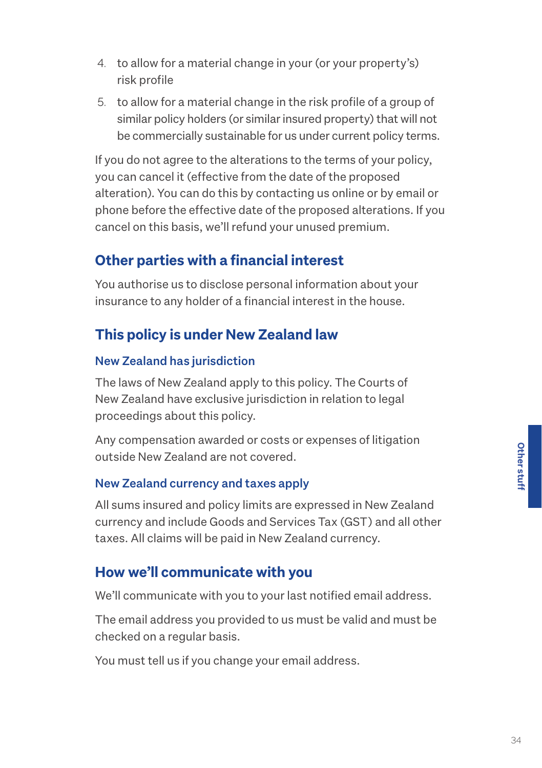4. to allow for a material change in your (or your property's) risk profile
5. to allow for a material change in the risk profile of a group of similar policy holders (or similar insured property) that will not be commercially sustainable for us under current policy terms.

If you do not agree to the alterations to the terms of your policy, you can cancel it (effective from the date of the proposed alteration). You can do this by contacting us online or by email or phone before the effective date of the proposed alterations. If you cancel on this basis, we'll refund your unused premium.

## Other parties with a financial interest

You authorise us to disclose personal information about your insurance to any holder of a financial interest in the house.

## This policy is under New Zealand law

### New Zealand has jurisdiction

The laws of New Zealand apply to this policy. The Courts of New Zealand have exclusive jurisdiction in relation to legal proceedings about this policy.

Any compensation awarded or costs or expenses of litigation outside New Zealand are not covered.

### New Zealand currency and taxes apply

All sums insured and policy limits are expressed in New Zealand currency and include Goods and Services Tax (GST) and all other taxes. All claims will be paid in New Zealand currency.

## How we'll communicate with you

We'll communicate with you to your last notified email address.

The email address you provided to us must be valid and must be checked on a regular basis.

You must tell us if you change your email address.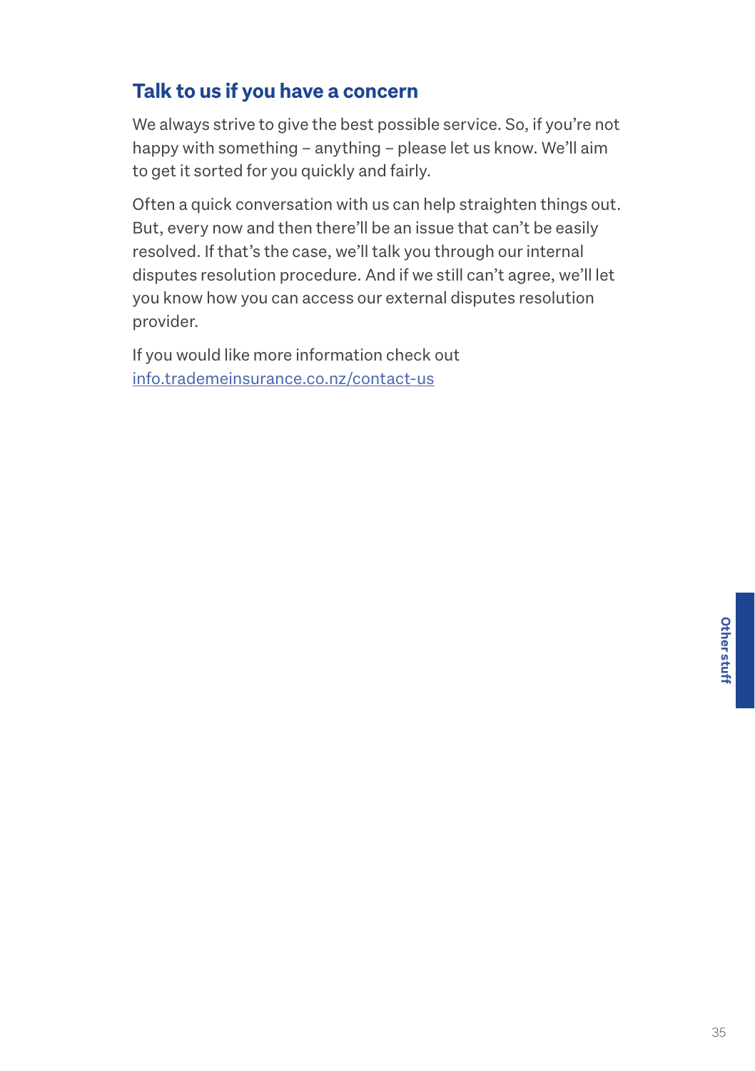## Talk to us if you have a concern

We always strive to give the best possible service. So, if you're not happy with something – anything – please let us know. We'll aim to get it sorted for you quickly and fairly.

Often a quick conversation with us can help straighten things out. But, every now and then there'll be an issue that can't be easily resolved. If that's the case, we'll talk you through our internal disputes resolution procedure. And if we still can't agree, we'll let you know how you can access our external disputes resolution provider.

If you would like more information check out [info.trademeinsurance.co.nz/contact-us](info.trademeinsurance.co.nz/contact-us)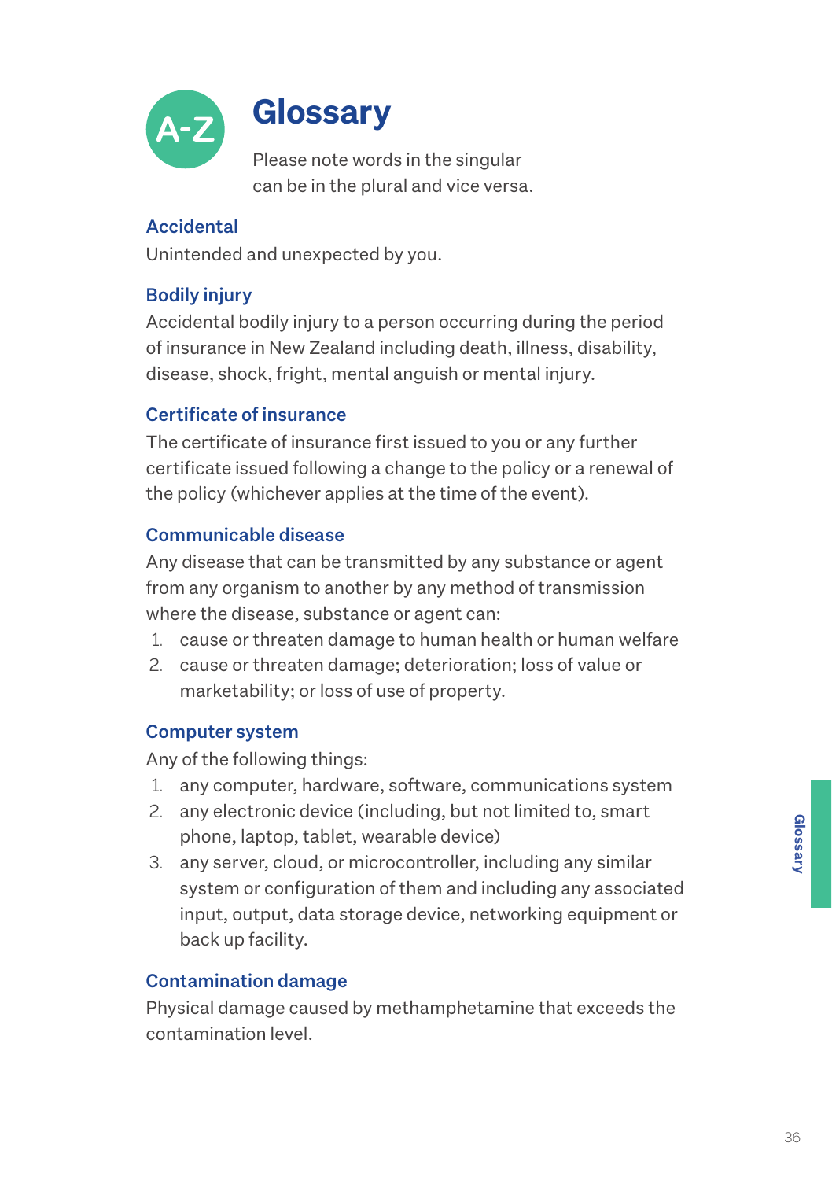# Glossary

Please note words in the singular can be in the plural and vice versa.

### Accidental

Unintended and unexpected by you.

### Bodily injury

Accidental bodily injury to a person occurring during the period of insurance in New Zealand including death, illness, disability, disease, shock, fright, mental anguish or mental injury.

### Certificate of insurance

The certificate of insurance first issued to you or any further certificate issued following a change to the policy or a renewal of the policy (whichever applies at the time of the event).

### Communicable disease

Any disease that can be transmitted by any substance or agent from any organism to another by any method of transmission where the disease, substance or agent can:

1. cause or threaten damage to human health or human welfare
2. cause or threaten damage; deterioration; loss of value or marketability; or loss of use of property.

### Computer system

Any of the following things:

1. any computer, hardware, software, communications system
2. any electronic device (including, but not limited to, smart phone, laptop, tablet, wearable device)
3. any server, cloud, or microcontroller, including any similar system or configuration of them and including any associated input, output, data storage device, networking equipment or back up facility.

### Contamination damage

Physical damage caused by methamphetamine that exceeds the contamination level.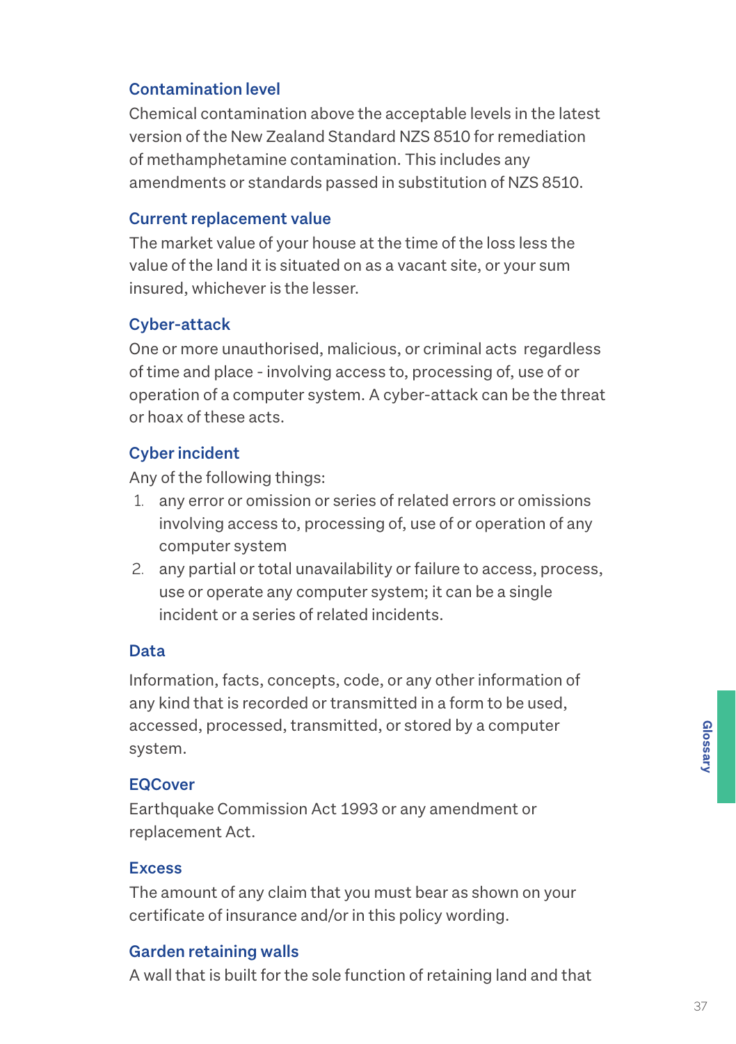### Contamination level

Chemical contamination above the acceptable levels in the latest version of the New Zealand Standard NZS 8510 for remediation of methamphetamine contamination. This includes any amendments or standards passed in substitution of NZS 8510.

### Current replacement value

The market value of your house at the time of the loss less the value of the land it is situated on as a vacant site, or your sum insured, whichever is the lesser.

### Cyber-attack

One or more unauthorised, malicious, or criminal acts regardless of time and place - involving access to, processing of, use of or operation of a computer system. A cyber-attack can be the threat or hoax of these acts.

### Cyber incident

Any of the following things:

1. any error or omission or series of related errors or omissions involving access to, processing of, use of or operation of any computer system
2. any partial or total unavailability or failure to access, process, use or operate any computer system; it can be a single incident or a series of related incidents.

### Data

Information, facts, concepts, code, or any other information of any kind that is recorded or transmitted in a form to be used, accessed, processed, transmitted, or stored by a computer system.

### EQCover

Earthquake Commission Act 1993 or any amendment or replacement Act.

### Excess

The amount of any claim that you must bear as shown on your certificate of insurance and/or in this policy wording.

### Garden retaining walls

A wall that is built for the sole function of retaining land and that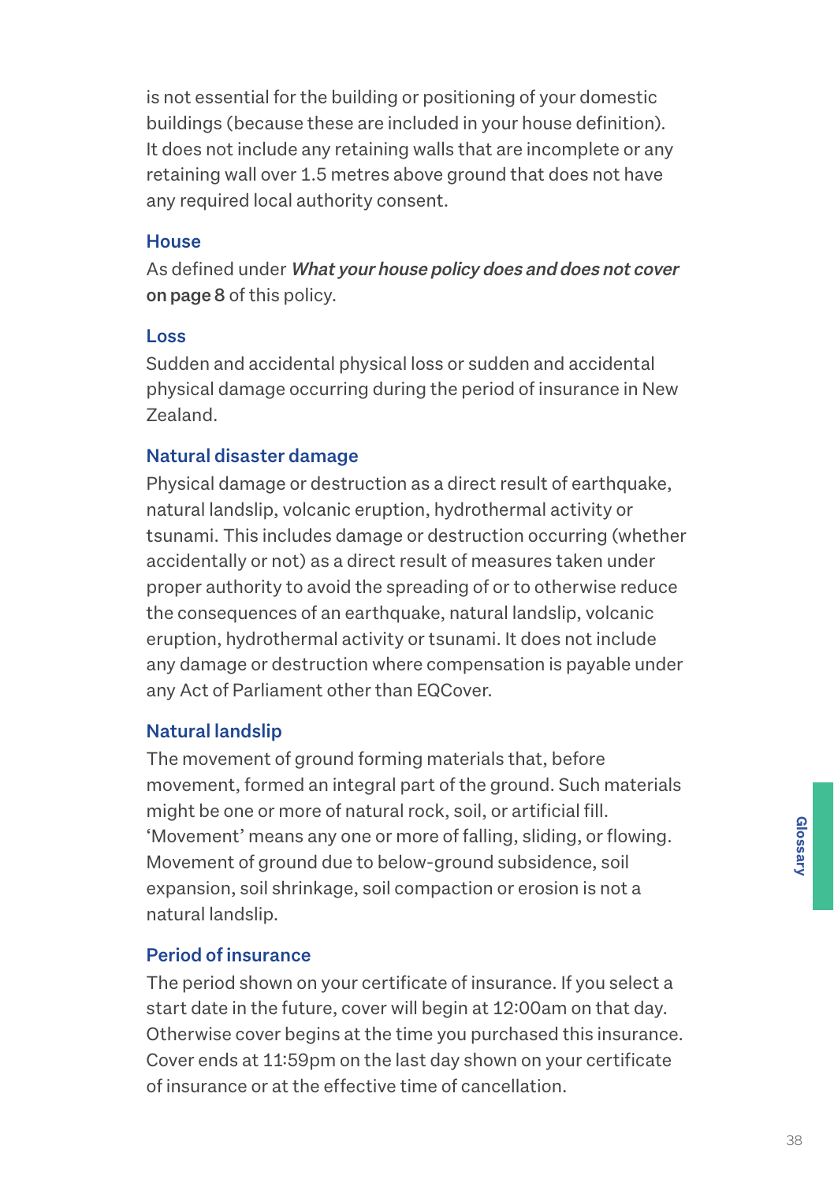is not essential for the building or positioning of your domestic buildings (because these are included in your house definition). It does not include any retaining walls that are incomplete or any retaining wall over 1.5 metres above ground that does not have any required local authority consent.

### House

As defined under ***What your house policy does and does not cover*** **on page 8** of this policy.

### Loss

Sudden and accidental physical loss or sudden and accidental physical damage occurring during the period of insurance in New Zealand.

### Natural disaster damage

Physical damage or destruction as a direct result of earthquake, natural landslip, volcanic eruption, hydrothermal activity or tsunami. This includes damage or destruction occurring (whether accidentally or not) as a direct result of measures taken under proper authority to avoid the spreading of or to otherwise reduce the consequences of an earthquake, natural landslip, volcanic eruption, hydrothermal activity or tsunami. It does not include any damage or destruction where compensation is payable under any Act of Parliament other than EQCover.

### Natural landslip

The movement of ground forming materials that, before movement, formed an integral part of the ground. Such materials might be one or more of natural rock, soil, or artificial fill. 'Movement' means any one or more of falling, sliding, or flowing. Movement of ground due to below-ground subsidence, soil expansion, soil shrinkage, soil compaction or erosion is not a natural landslip.

### Period of insurance

The period shown on your certificate of insurance. If you select a start date in the future, cover will begin at 12:00am on that day. Otherwise cover begins at the time you purchased this insurance. Cover ends at 11:59pm on the last day shown on your certificate of insurance or at the effective time of cancellation.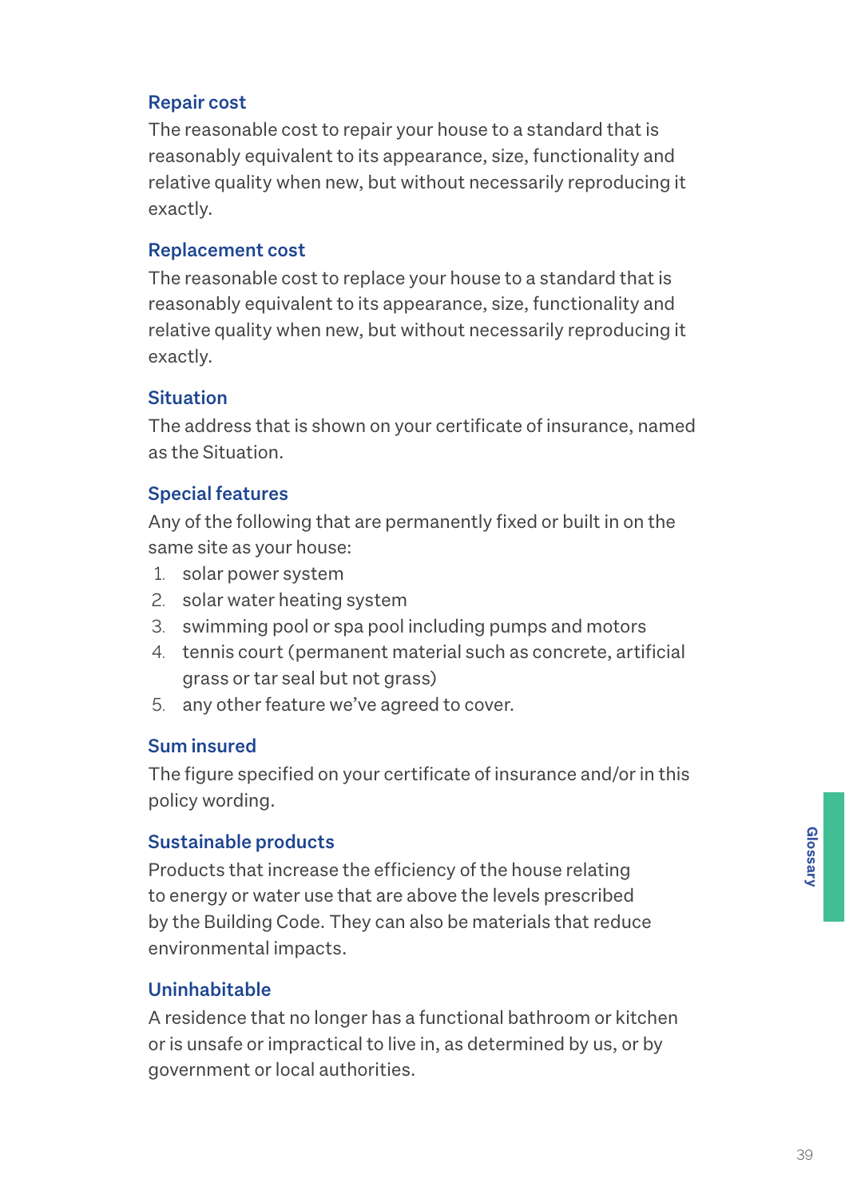### Repair cost

The reasonable cost to repair your house to a standard that is reasonably equivalent to its appearance, size, functionality and relative quality when new, but without necessarily reproducing it exactly.

### Replacement cost

The reasonable cost to replace your house to a standard that is reasonably equivalent to its appearance, size, functionality and relative quality when new, but without necessarily reproducing it exactly.

### Situation

The address that is shown on your certificate of insurance, named as the Situation.

### Special features

Any of the following that are permanently fixed or built in on the same site as your house:

1. solar power system
2. solar water heating system
3. swimming pool or spa pool including pumps and motors
4. tennis court (permanent material such as concrete, artificial grass or tar seal but not grass)
5. any other feature we've agreed to cover.

### Sum insured

The figure specified on your certificate of insurance and/or in this policy wording.

### Sustainable products

Products that increase the efficiency of the house relating to energy or water use that are above the levels prescribed by the Building Code. They can also be materials that reduce environmental impacts.

### Uninhabitable

A residence that no longer has a functional bathroom or kitchen or is unsafe or impractical to live in, as determined by us, or by government or local authorities.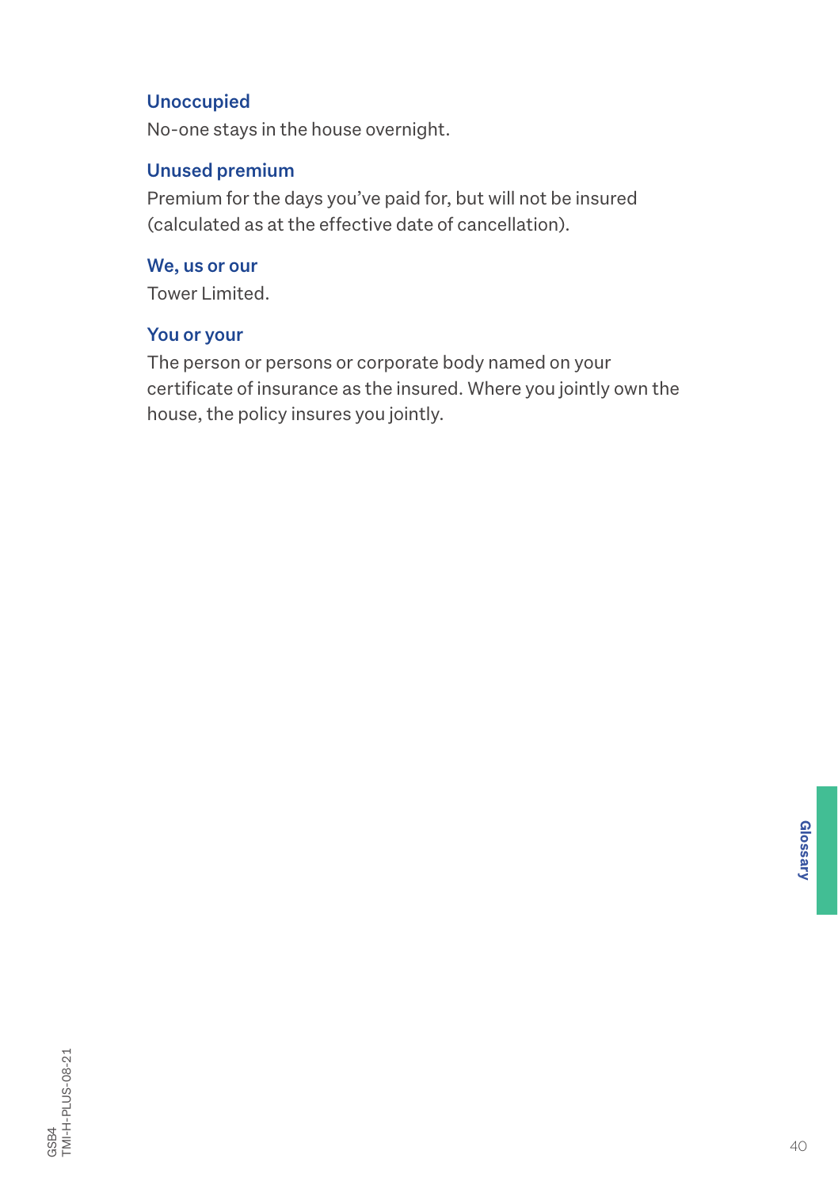### Unoccupied

No-one stays in the house overnight.

### Unused premium

Premium for the days you've paid for, but will not be insured (calculated as at the effective date of cancellation).

### We, us or our

Tower Limited.

### You or your

The person or persons or corporate body named on your certificate of insurance as the insured. Where you jointly own the house, the policy insures you jointly.

GSB4
TMI-H-PLUS-08-21